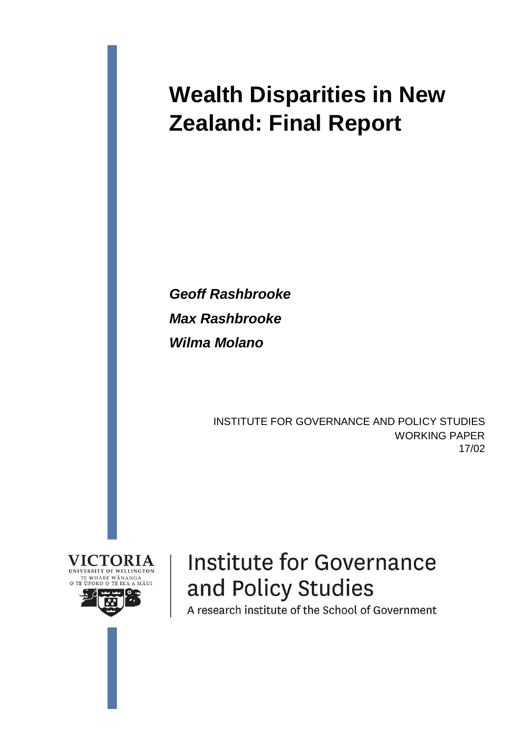# Wealth Disparities in New Zealand: Final Report

***Geoff Rashbrooke***

***Max Rashbrooke***

***Wilma Molano***

INSTITUTE FOR GOVERNANCE AND POLICY STUDIES
WORKING PAPER
17/02

VICTORIA
UNIVERSITY OF WELLINGTON
TE WHARE WĀNANGA
O TE ŪPOKO O TE IKA A MĀUI

Institute for Governance and Policy Studies

A research institute of the School of Government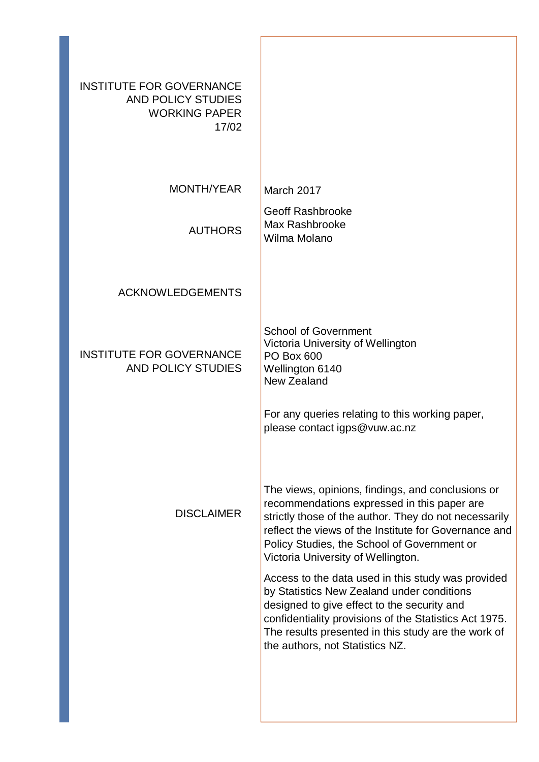INSTITUTE FOR GOVERNANCE AND POLICY STUDIES WORKING PAPER 17/02

| | |
|---|---|
| MONTH/YEAR | March 2017 |
| AUTHORS | Geoff Rashbrooke<br>Max Rashbrooke<br>Wilma Molano |
| ACKNOWLEDGEMENTS | |
| INSTITUTE FOR GOVERNANCE AND POLICY STUDIES | School of Government<br>Victoria University of Wellington<br>PO Box 600<br>Wellington 6140<br>New Zealand<br><br>For any queries relating to this working paper, please contact igps@vuw.ac.nz |
| DISCLAIMER | The views, opinions, findings, and conclusions or recommendations expressed in this paper are strictly those of the author. They do not necessarily reflect the views of the Institute for Governance and Policy Studies, the School of Government or Victoria University of Wellington.<br><br>Access to the data used in this study was provided by Statistics New Zealand under conditions designed to give effect to the security and confidentiality provisions of the Statistics Act 1975. The results presented in this study are the work of the authors, not Statistics NZ. |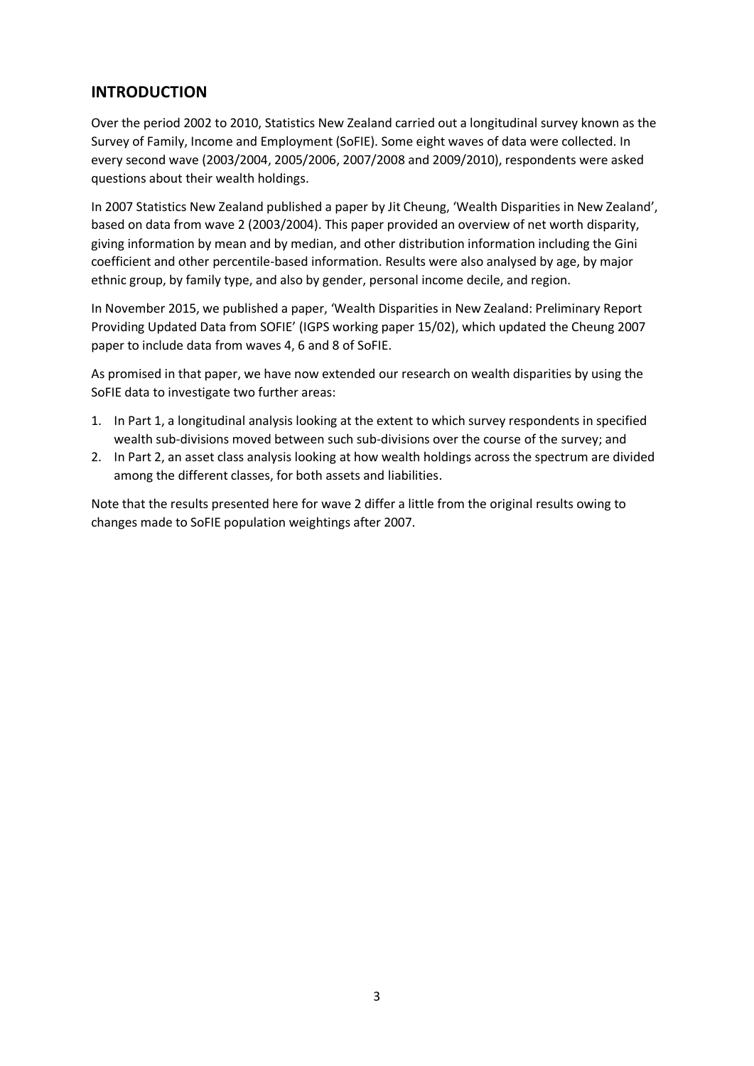## INTRODUCTION

Over the period 2002 to 2010, Statistics New Zealand carried out a longitudinal survey known as the Survey of Family, Income and Employment (SoFIE). Some eight waves of data were collected. In every second wave (2003/2004, 2005/2006, 2007/2008 and 2009/2010), respondents were asked questions about their wealth holdings.

In 2007 Statistics New Zealand published a paper by Jit Cheung, 'Wealth Disparities in New Zealand', based on data from wave 2 (2003/2004). This paper provided an overview of net worth disparity, giving information by mean and by median, and other distribution information including the Gini coefficient and other percentile-based information. Results were also analysed by age, by major ethnic group, by family type, and also by gender, personal income decile, and region.

In November 2015, we published a paper, 'Wealth Disparities in New Zealand: Preliminary Report Providing Updated Data from SOFIE' (IGPS working paper 15/02), which updated the Cheung 2007 paper to include data from waves 4, 6 and 8 of SoFIE.

As promised in that paper, we have now extended our research on wealth disparities by using the SoFIE data to investigate two further areas:

1. In Part 1, a longitudinal analysis looking at the extent to which survey respondents in specified wealth sub-divisions moved between such sub-divisions over the course of the survey; and
2. In Part 2, an asset class analysis looking at how wealth holdings across the spectrum are divided among the different classes, for both assets and liabilities.

Note that the results presented here for wave 2 differ a little from the original results owing to changes made to SoFIE population weightings after 2007.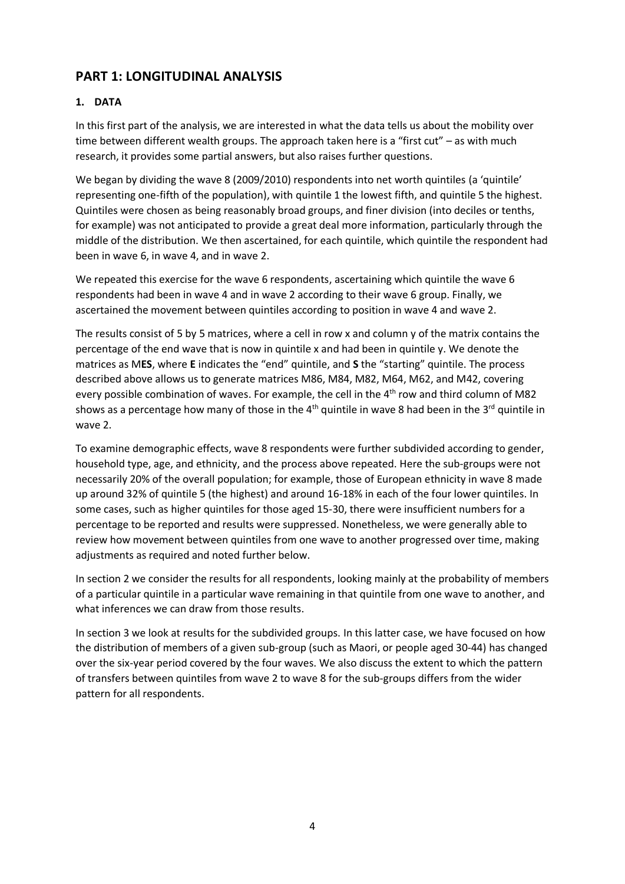## PART 1: LONGITUDINAL ANALYSIS

### 1. DATA

In this first part of the analysis, we are interested in what the data tells us about the mobility over time between different wealth groups. The approach taken here is a "first cut" – as with much research, it provides some partial answers, but also raises further questions.

We began by dividing the wave 8 (2009/2010) respondents into net worth quintiles (a 'quintile' representing one-fifth of the population), with quintile 1 the lowest fifth, and quintile 5 the highest. Quintiles were chosen as being reasonably broad groups, and finer division (into deciles or tenths, for example) was not anticipated to provide a great deal more information, particularly through the middle of the distribution. We then ascertained, for each quintile, which quintile the respondent had been in wave 6, in wave 4, and in wave 2.

We repeated this exercise for the wave 6 respondents, ascertaining which quintile the wave 6 respondents had been in wave 4 and in wave 2 according to their wave 6 group. Finally, we ascertained the movement between quintiles according to position in wave 4 and wave 2.

The results consist of 5 by 5 matrices, where a cell in row x and column y of the matrix contains the percentage of the end wave that is now in quintile x and had been in quintile y. We denote the matrices as M**ES**, where **E** indicates the "end" quintile, and **S** the "starting" quintile. The process described above allows us to generate matrices M86, M84, M82, M64, M62, and M42, covering every possible combination of waves. For example, the cell in the 4th row and third column of M82 shows as a percentage how many of those in the 4th quintile in wave 8 had been in the 3rd quintile in wave 2.

To examine demographic effects, wave 8 respondents were further subdivided according to gender, household type, age, and ethnicity, and the process above repeated. Here the sub-groups were not necessarily 20% of the overall population; for example, those of European ethnicity in wave 8 made up around 32% of quintile 5 (the highest) and around 16-18% in each of the four lower quintiles. In some cases, such as higher quintiles for those aged 15-30, there were insufficient numbers for a percentage to be reported and results were suppressed. Nonetheless, we were generally able to review how movement between quintiles from one wave to another progressed over time, making adjustments as required and noted further below.

In section 2 we consider the results for all respondents, looking mainly at the probability of members of a particular quintile in a particular wave remaining in that quintile from one wave to another, and what inferences we can draw from those results.

In section 3 we look at results for the subdivided groups. In this latter case, we have focused on how the distribution of members of a given sub-group (such as Maori, or people aged 30-44) has changed over the six-year period covered by the four waves. We also discuss the extent to which the pattern of transfers between quintiles from wave 2 to wave 8 for the sub-groups differs from the wider pattern for all respondents.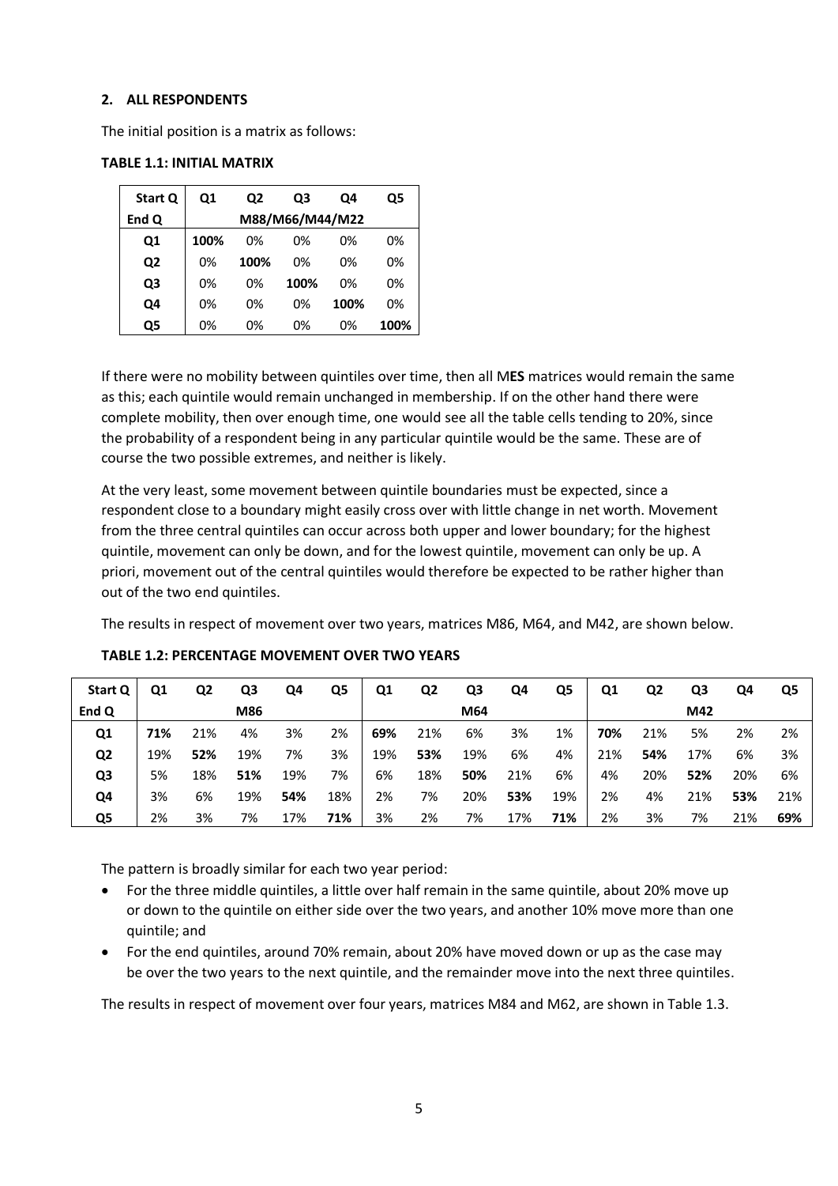## 2. ALL RESPONDENTS

The initial position is a matrix as follows:

**TABLE 1.1: INITIAL MATRIX**

| Start Q | Q1 | Q2 | Q3 | Q4 | Q5 |
|---|---|---|---|---|---|
| End Q | M88/M66/M44/M22 | | | | |
| **Q1** | **100%** | 0% | 0% | 0% | 0% |
| **Q2** | 0% | **100%** | 0% | 0% | 0% |
| **Q3** | 0% | 0% | **100%** | 0% | 0% |
| **Q4** | 0% | 0% | 0% | **100%** | 0% |
| **Q5** | 0% | 0% | 0% | 0% | **100%** |

If there were no mobility between quintiles over time, then all M**ES** matrices would remain the same as this; each quintile would remain unchanged in membership. If on the other hand there were complete mobility, then over enough time, one would see all the table cells tending to 20%, since the probability of a respondent being in any particular quintile would be the same. These are of course the two possible extremes, and neither is likely.

At the very least, some movement between quintile boundaries must be expected, since a respondent close to a boundary might easily cross over with little change in net worth. Movement from the three central quintiles can occur across both upper and lower boundary; for the highest quintile, movement can only be down, and for the lowest quintile, movement can only be up. A priori, movement out of the central quintiles would therefore be expected to be rather higher than out of the two end quintiles.

The results in respect of movement over two years, matrices M86, M64, and M42, are shown below.

**TABLE 1.2: PERCENTAGE MOVEMENT OVER TWO YEARS**

| Start Q | Q1 | Q2 | Q3 | Q4 | Q5 | Q1 | Q2 | Q3 | Q4 | Q5 | Q1 | Q2 | Q3 | Q4 | Q5 |
|---|---|---|---|---|---|---|---|---|---|---|---|---|---|---|---|
| End Q | | | M86 | | | | | M64 | | | | | M42 | | |
| **Q1** | **71%** | 21% | 4% | 3% | 2% | **69%** | 21% | 6% | 3% | 1% | **70%** | 21% | 5% | 2% | 2% |
| **Q2** | 19% | **52%** | 19% | 7% | 3% | 19% | **53%** | 19% | 6% | 4% | 21% | **54%** | 17% | 6% | 3% |
| **Q3** | 5% | 18% | **51%** | 19% | 7% | 6% | 18% | **50%** | 21% | 6% | 4% | 20% | **52%** | 20% | 6% |
| **Q4** | 3% | 6% | 19% | **54%** | 18% | 2% | 7% | 20% | **53%** | 19% | 2% | 4% | 21% | **53%** | 21% |
| **Q5** | 2% | 3% | 7% | 17% | **71%** | 3% | 2% | 7% | 17% | **71%** | 2% | 3% | 7% | 21% | **69%** |

The pattern is broadly similar for each two year period:

- For the three middle quintiles, a little over half remain in the same quintile, about 20% move up or down to the quintile on either side over the two years, and another 10% move more than one quintile; and
- For the end quintiles, around 70% remain, about 20% have moved down or up as the case may be over the two years to the next quintile, and the remainder move into the next three quintiles.

The results in respect of movement over four years, matrices M84 and M62, are shown in Table 1.3.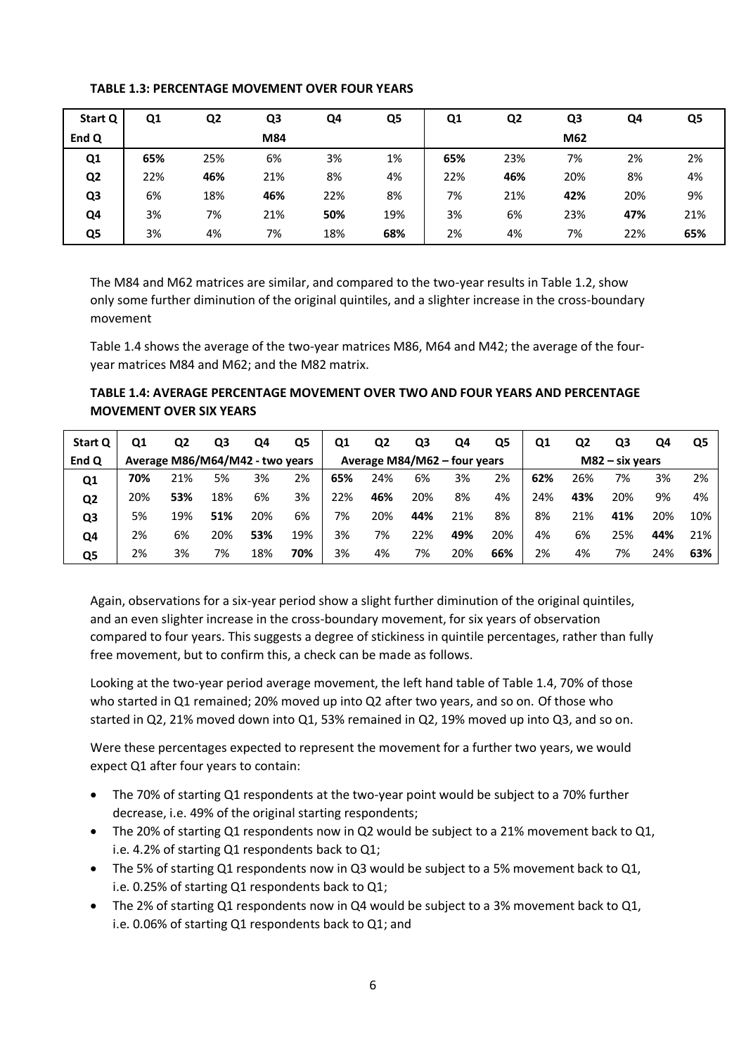**TABLE 1.3: PERCENTAGE MOVEMENT OVER FOUR YEARS**

| Start Q | Q1 | Q2 | Q3 | Q4 | Q5 | Q1 | Q2 | Q3 | Q4 | Q5 |
|---|---|---|---|---|---|---|---|---|---|---|
| End Q | | | M84 | | | | | M62 | | |
| Q1 | **65%** | 25% | 6% | 3% | 1% | **65%** | 23% | 7% | 2% | 2% |
| Q2 | 22% | **46%** | 21% | 8% | 4% | 22% | **46%** | 20% | 8% | 4% |
| Q3 | 6% | 18% | **46%** | 22% | 8% | 7% | 21% | **42%** | 20% | 9% |
| Q4 | 3% | 7% | 21% | **50%** | 19% | 3% | 6% | 23% | **47%** | 21% |
| Q5 | 3% | 4% | 7% | 18% | **68%** | 2% | 4% | 7% | 22% | **65%** |

The M84 and M62 matrices are similar, and compared to the two-year results in Table 1.2, show only some further diminution of the original quintiles, and a slighter increase in the cross-boundary movement

Table 1.4 shows the average of the two-year matrices M86, M64 and M42; the average of the four-year matrices M84 and M62; and the M82 matrix.

**TABLE 1.4: AVERAGE PERCENTAGE MOVEMENT OVER TWO AND FOUR YEARS AND PERCENTAGE MOVEMENT OVER SIX YEARS**

| Start Q | Q1 | Q2 | Q3 | Q4 | Q5 | Q1 | Q2 | Q3 | Q4 | Q5 | Q1 | Q2 | Q3 | Q4 | Q5 |
|---|---|---|---|---|---|---|---|---|---|---|---|---|---|---|---|
| End Q | Average M86/M64/M42 - two years | | | | | Average M84/M62 – four years | | | | | M82 – six years | | | | |
| Q1 | **70%** | 21% | 5% | 3% | 2% | **65%** | 24% | 6% | 3% | 2% | **62%** | 26% | 7% | 3% | 2% |
| Q2 | 20% | **53%** | 18% | 6% | 3% | 22% | **46%** | 20% | 8% | 4% | 24% | **43%** | 20% | 9% | 4% |
| Q3 | 5% | 19% | **51%** | 20% | 6% | 7% | 20% | **44%** | 21% | 8% | 8% | 21% | **41%** | 20% | 10% |
| Q4 | 2% | 6% | 20% | **53%** | 19% | 3% | 7% | 22% | **49%** | 20% | 4% | 6% | 25% | **44%** | 21% |
| Q5 | 2% | 3% | 7% | 18% | **70%** | 3% | 4% | 7% | 20% | **66%** | 2% | 4% | 7% | 24% | **63%** |

Again, observations for a six-year period show a slight further diminution of the original quintiles, and an even slighter increase in the cross-boundary movement, for six years of observation compared to four years. This suggests a degree of stickiness in quintile percentages, rather than fully free movement, but to confirm this, a check can be made as follows.

Looking at the two-year period average movement, the left hand table of Table 1.4, 70% of those who started in Q1 remained; 20% moved up into Q2 after two years, and so on. Of those who started in Q2, 21% moved down into Q1, 53% remained in Q2, 19% moved up into Q3, and so on.

Were these percentages expected to represent the movement for a further two years, we would expect Q1 after four years to contain:

- The 70% of starting Q1 respondents at the two-year point would be subject to a 70% further decrease, i.e. 49% of the original starting respondents;
- The 20% of starting Q1 respondents now in Q2 would be subject to a 21% movement back to Q1, i.e. 4.2% of starting Q1 respondents back to Q1;
- The 5% of starting Q1 respondents now in Q3 would be subject to a 5% movement back to Q1, i.e. 0.25% of starting Q1 respondents back to Q1;
- The 2% of starting Q1 respondents now in Q4 would be subject to a 3% movement back to Q1, i.e. 0.06% of starting Q1 respondents back to Q1; and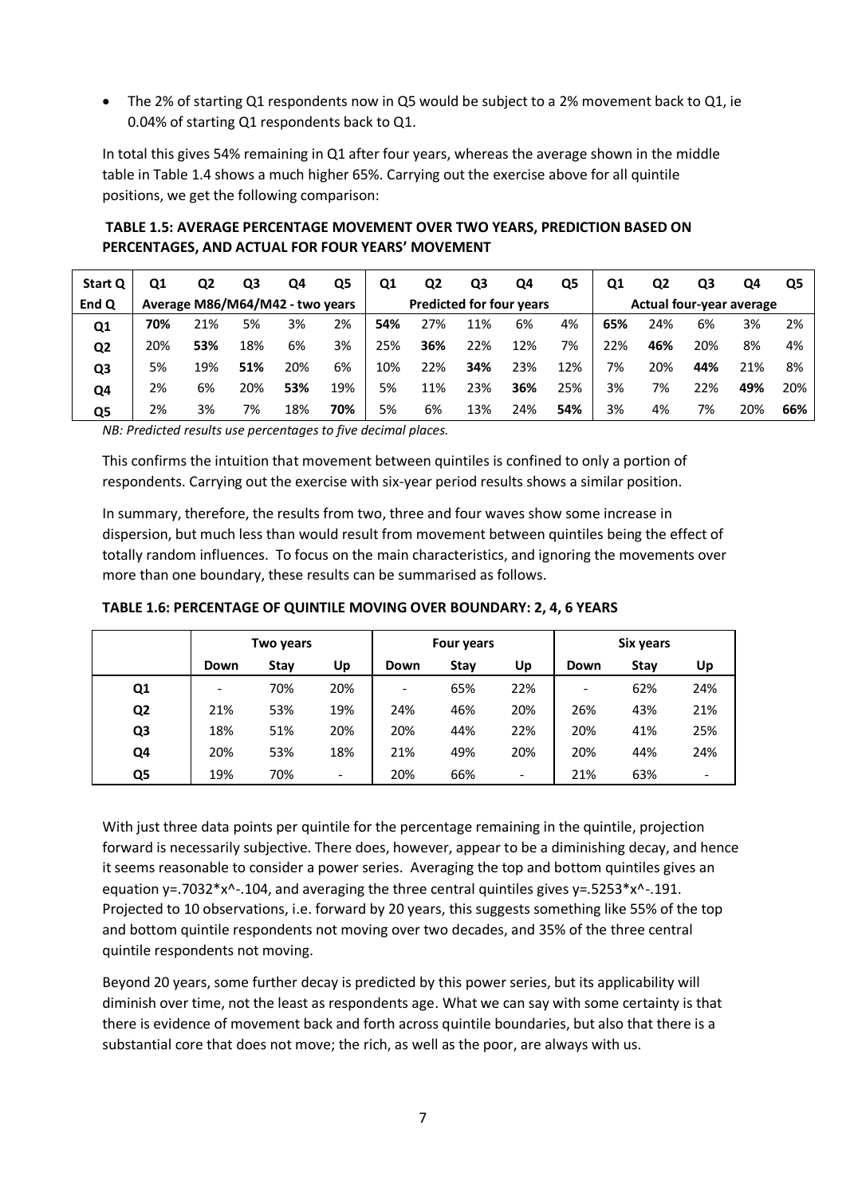- The 2% of starting Q1 respondents now in Q5 would be subject to a 2% movement back to Q1, ie 0.04% of starting Q1 respondents back to Q1.

In total this gives 54% remaining in Q1 after four years, whereas the average shown in the middle table in Table 1.4 shows a much higher 65%. Carrying out the exercise above for all quintile positions, we get the following comparison:

**TABLE 1.5: AVERAGE PERCENTAGE MOVEMENT OVER TWO YEARS, PREDICTION BASED ON PERCENTAGES, AND ACTUAL FOR FOUR YEARS' MOVEMENT**

| Start Q | Q1 | Q2 | Q3 | Q4 | Q5 | Q1 | Q2 | Q3 | Q4 | Q5 | Q1 | Q2 | Q3 | Q4 | Q5 |
|---|---|---|---|---|---|---|---|---|---|---|---|---|---|---|---|
| **End Q** | **Average M86/M64/M42 - two years** | | | | | **Predicted for four years** | | | | | **Actual four-year average** | | | | |
| **Q1** | **70%** | 21% | 5% | 3% | 2% | **54%** | 27% | 11% | 6% | 4% | **65%** | 24% | 6% | 3% | 2% |
| **Q2** | 20% | **53%** | 18% | 6% | 3% | 25% | **36%** | 22% | 12% | 7% | 22% | **46%** | 20% | 8% | 4% |
| **Q3** | 5% | 19% | **51%** | 20% | 6% | 10% | 22% | **34%** | 23% | 12% | 7% | 20% | **44%** | 21% | 8% |
| **Q4** | 2% | 6% | 20% | **53%** | 19% | 5% | 11% | 23% | **36%** | 25% | 3% | 7% | 22% | **49%** | 20% |
| **Q5** | 2% | 3% | 7% | 18% | **70%** | 5% | 6% | 13% | 24% | **54%** | 3% | 4% | 7% | 20% | **66%** |

*NB: Predicted results use percentages to five decimal places.*

This confirms the intuition that movement between quintiles is confined to only a portion of respondents. Carrying out the exercise with six-year period results shows a similar position.

In summary, therefore, the results from two, three and four waves show some increase in dispersion, but much less than would result from movement between quintiles being the effect of totally random influences. To focus on the main characteristics, and ignoring the movements over more than one boundary, these results can be summarised as follows.

**TABLE 1.6: PERCENTAGE OF QUINTILE MOVING OVER BOUNDARY: 2, 4, 6 YEARS**

| | Two years | | | Four years | | | Six years | | |
|---|---|---|---|---|---|---|---|---|---|
| | **Down** | **Stay** | **Up** | **Down** | **Stay** | **Up** | **Down** | **Stay** | **Up** |
| **Q1** | - | 70% | 20% | - | 65% | 22% | - | 62% | 24% |
| **Q2** | 21% | 53% | 19% | 24% | 46% | 20% | 26% | 43% | 21% |
| **Q3** | 18% | 51% | 20% | 20% | 44% | 22% | 20% | 41% | 25% |
| **Q4** | 20% | 53% | 18% | 21% | 49% | 20% | 20% | 44% | 24% |
| **Q5** | 19% | 70% | - | 20% | 66% | - | 21% | 63% | - |

With just three data points per quintile for the percentage remaining in the quintile, projection forward is necessarily subjective. There does, however, appear to be a diminishing decay, and hence it seems reasonable to consider a power series. Averaging the top and bottom quintiles gives an equation $y=.7032*x^{-.104}$, and averaging the three central quintiles gives $y=.5253*x^{-.191}$. Projected to 10 observations, i.e. forward by 20 years, this suggests something like 55% of the top and bottom quintile respondents not moving over two decades, and 35% of the three central quintile respondents not moving.

Beyond 20 years, some further decay is predicted by this power series, but its applicability will diminish over time, not the least as respondents age. What we can say with some certainty is that there is evidence of movement back and forth across quintile boundaries, but also that there is a substantial core that does not move; the rich, as well as the poor, are always with us.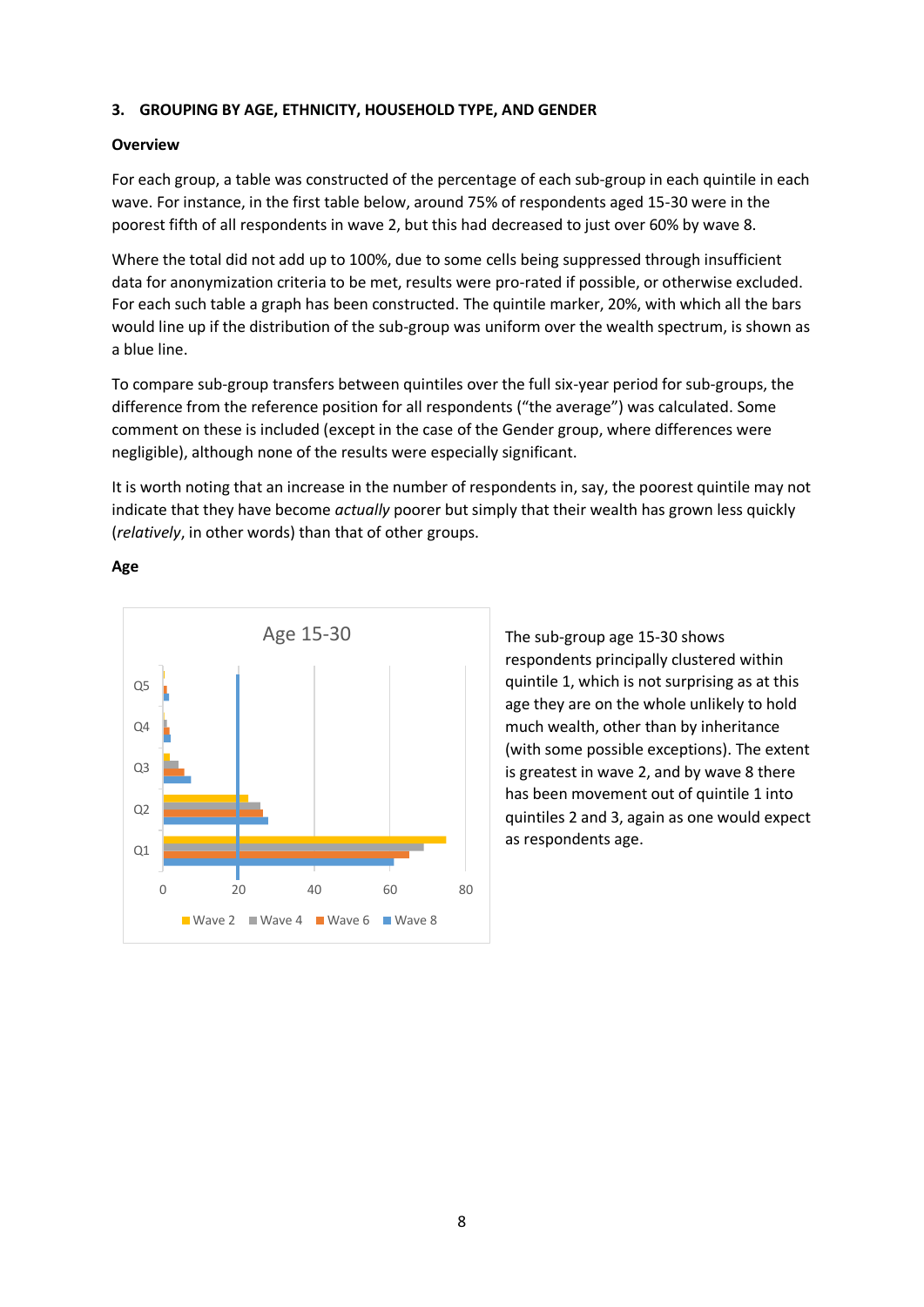## 3. GROUPING BY AGE, ETHNICITY, HOUSEHOLD TYPE, AND GENDER

### Overview

For each group, a table was constructed of the percentage of each sub-group in each quintile in each wave. For instance, in the first table below, around 75% of respondents aged 15-30 were in the poorest fifth of all respondents in wave 2, but this had decreased to just over 60% by wave 8.

Where the total did not add up to 100%, due to some cells being suppressed through insufficient data for anonymization criteria to be met, results were pro-rated if possible, or otherwise excluded. For each such table a graph has been constructed. The quintile marker, 20%, with which all the bars would line up if the distribution of the sub-group was uniform over the wealth spectrum, is shown as a blue line.

To compare sub-group transfers between quintiles over the full six-year period for sub-groups, the difference from the reference position for all respondents ("the average") was calculated. Some comment on these is included (except in the case of the Gender group, where differences were negligible), although none of the results were especially significant.

It is worth noting that an increase in the number of respondents in, say, the poorest quintile may not indicate that they have become *actually* poorer but simply that their wealth has grown less quickly (*relatively*, in other words) than that of other groups.

### Age

The sub-group age 15-30 shows respondents principally clustered within quintile 1, which is not surprising as at this age they are on the whole unlikely to hold much wealth, other than by inheritance (with some possible exceptions). The extent is greatest in wave 2, and by wave 8 there has been movement out of quintile 1 into quintiles 2 and 3, again as one would expect as respondents age.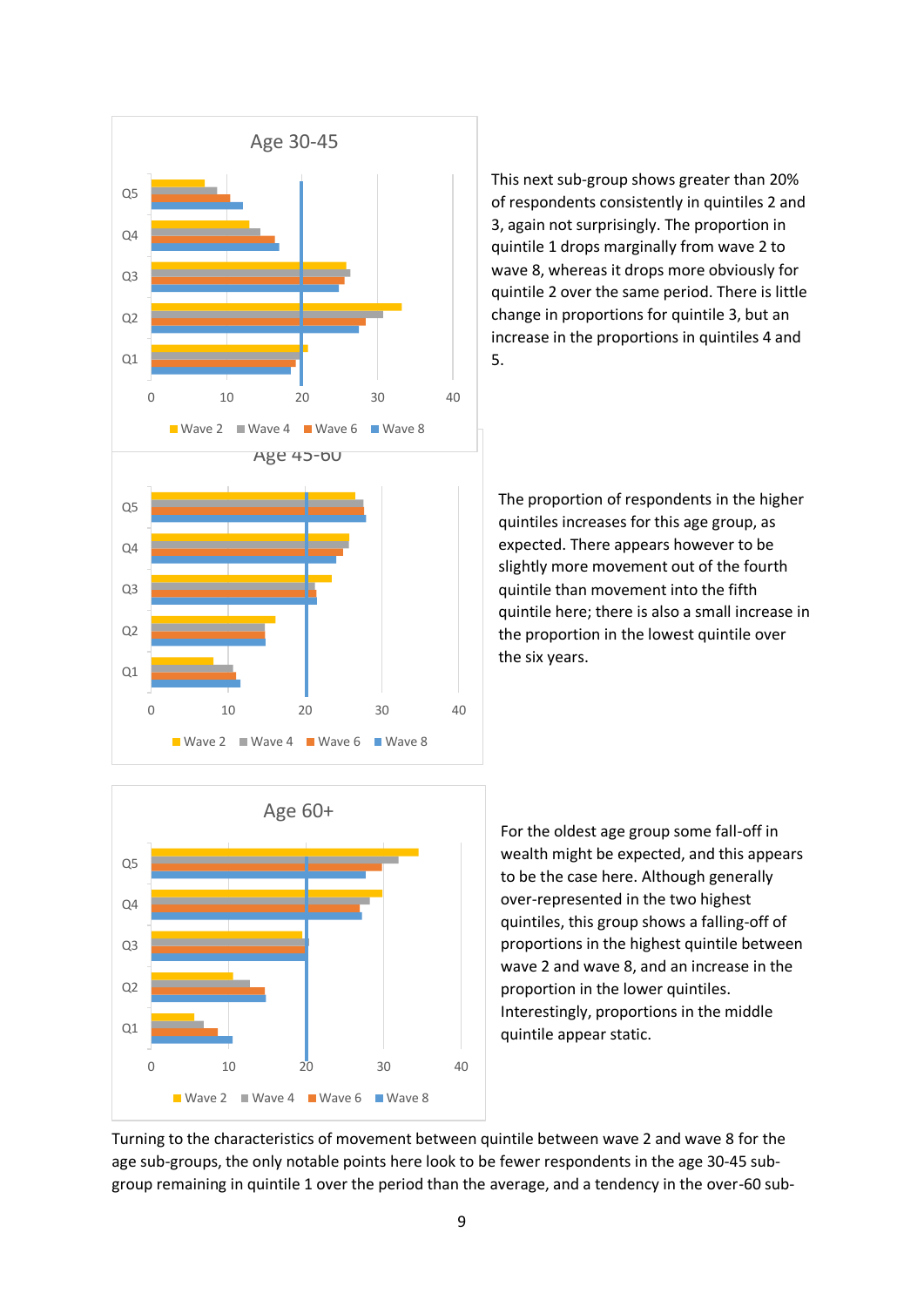This next sub-group shows greater than 20% of respondents consistently in quintiles 2 and 3, again not surprisingly. The proportion in quintile 1 drops marginally from wave 2 to wave 8, whereas it drops more obviously for quintile 2 over the same period. There is little change in proportions for quintile 3, but an increase in the proportions in quintiles 4 and 5.

The proportion of respondents in the higher quintiles increases for this age group, as expected. There appears however to be slightly more movement out of the fourth quintile than movement into the fifth quintile here; there is also a small increase in the proportion in the lowest quintile over the six years.

For the oldest age group some fall-off in wealth might be expected, and this appears to be the case here. Although generally over-represented in the two highest quintiles, this group shows a falling-off of proportions in the highest quintile between wave 2 and wave 8, and an increase in the proportion in the lower quintiles. Interestingly, proportions in the middle quintile appear static.

Turning to the characteristics of movement between quintile between wave 2 and wave 8 for the age sub-groups, the only notable points here look to be fewer respondents in the age 30-45 sub-group remaining in quintile 1 over the period than the average, and a tendency in the over-60 sub-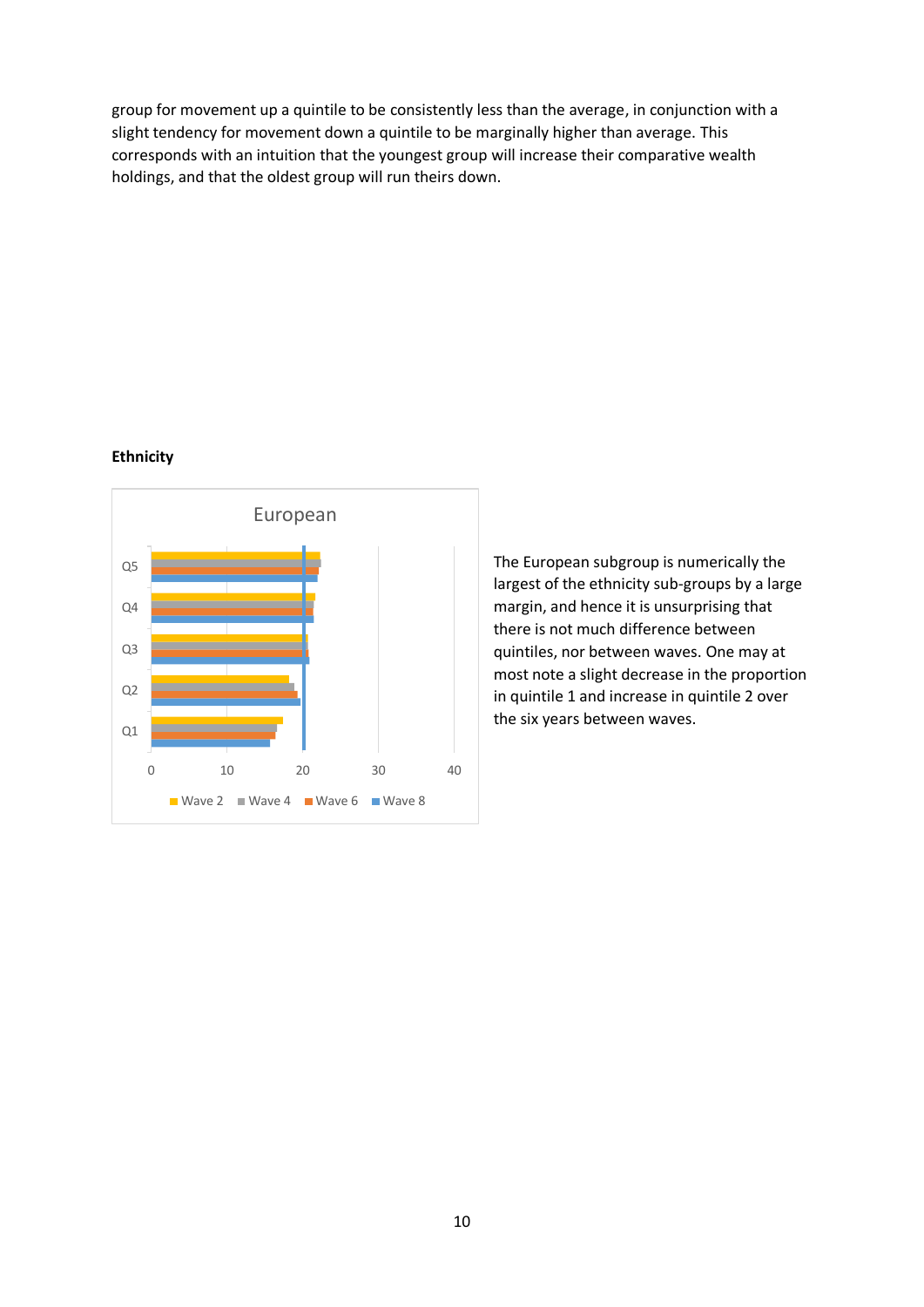group for movement up a quintile to be consistently less than the average, in conjunction with a slight tendency for movement down a quintile to be marginally higher than average. This corresponds with an intuition that the youngest group will increase their comparative wealth holdings, and that the oldest group will run theirs down.

### Ethnicity

The European subgroup is numerically the largest of the ethnicity sub-groups by a large margin, and hence it is unsurprising that there is not much difference between quintiles, nor between waves. One may at most note a slight decrease in the proportion in quintile 1 and increase in quintile 2 over the six years between waves.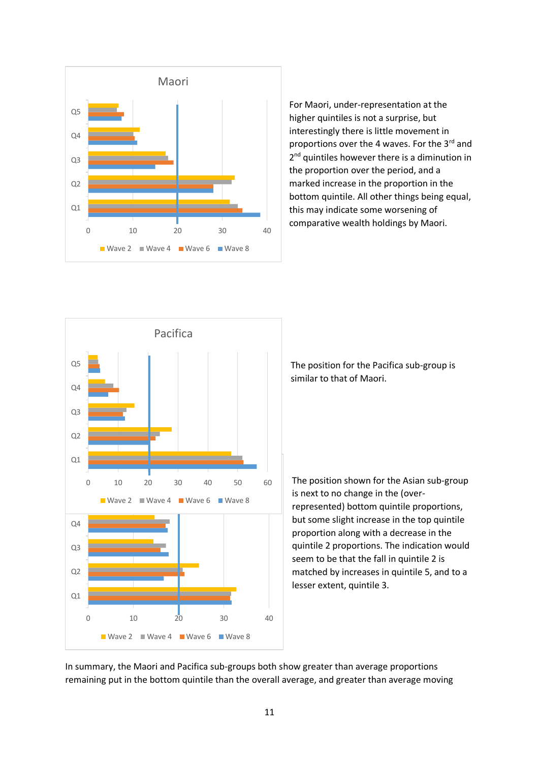For Maori, under-representation at the higher quintiles is not a surprise, but interestingly there is little movement in proportions over the 4 waves. For the 3rd and 2nd quintiles however there is a diminution in the proportion over the period, and a marked increase in the proportion in the bottom quintile. All other things being equal, this may indicate some worsening of comparative wealth holdings by Maori.

The position for the Pacifica sub-group is similar to that of Maori.

The position shown for the Asian sub-group is next to no change in the (over-represented) bottom quintile proportions, but some slight increase in the top quintile proportion along with a decrease in the quintile 2 proportions. The indication would seem to be that the fall in quintile 2 is matched by increases in quintile 5, and to a lesser extent, quintile 3.

In summary, the Maori and Pacifica sub-groups both show greater than average proportions remaining put in the bottom quintile than the overall average, and greater than average moving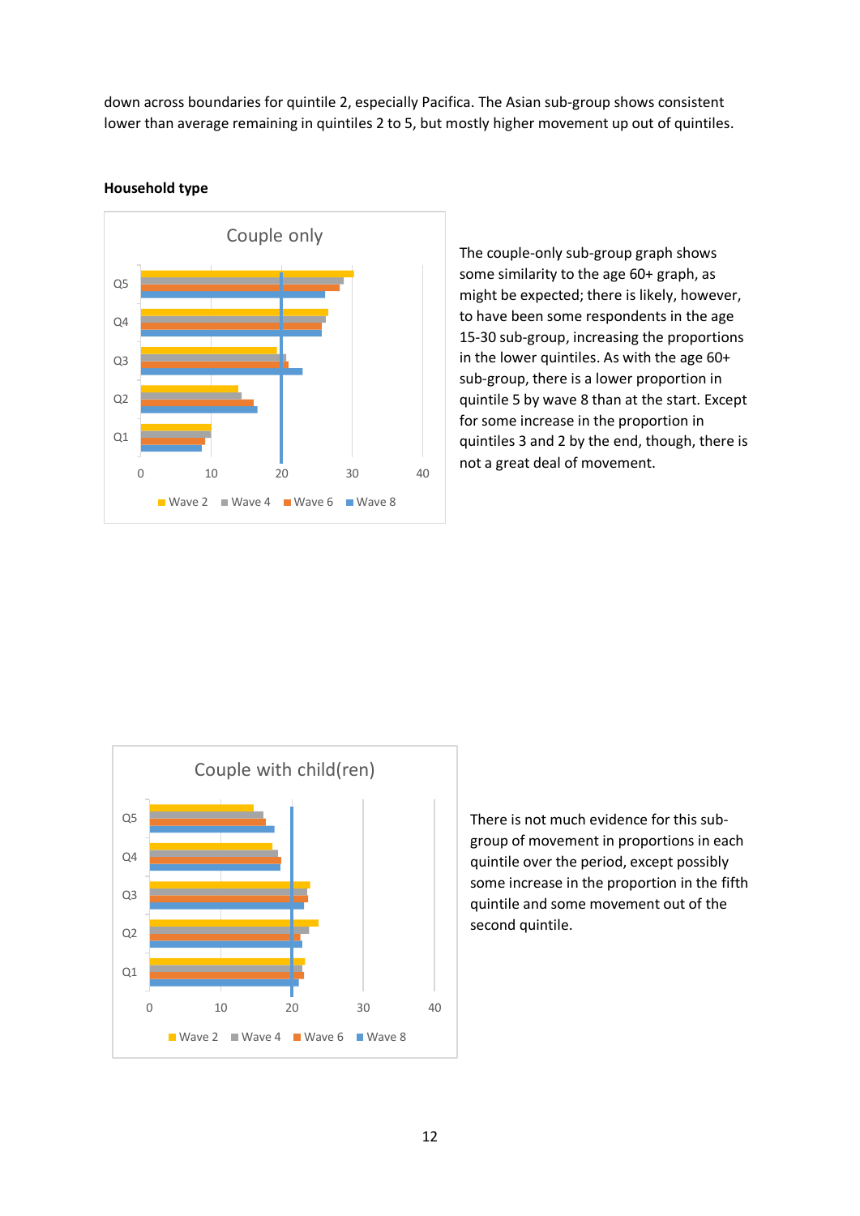down across boundaries for quintile 2, especially Pacifica. The Asian sub-group shows consistent lower than average remaining in quintiles 2 to 5, but mostly higher movement up out of quintiles.

**Household type**

The couple-only sub-group graph shows some similarity to the age 60+ graph, as might be expected; there is likely, however, to have been some respondents in the age 15-30 sub-group, increasing the proportions in the lower quintiles. As with the age 60+ sub-group, there is a lower proportion in quintile 5 by wave 8 than at the start. Except for some increase in the proportion in quintiles 3 and 2 by the end, though, there is not a great deal of movement.

There is not much evidence for this sub-group of movement in proportions in each quintile over the period, except possibly some increase in the proportion in the fifth quintile and some movement out of the second quintile.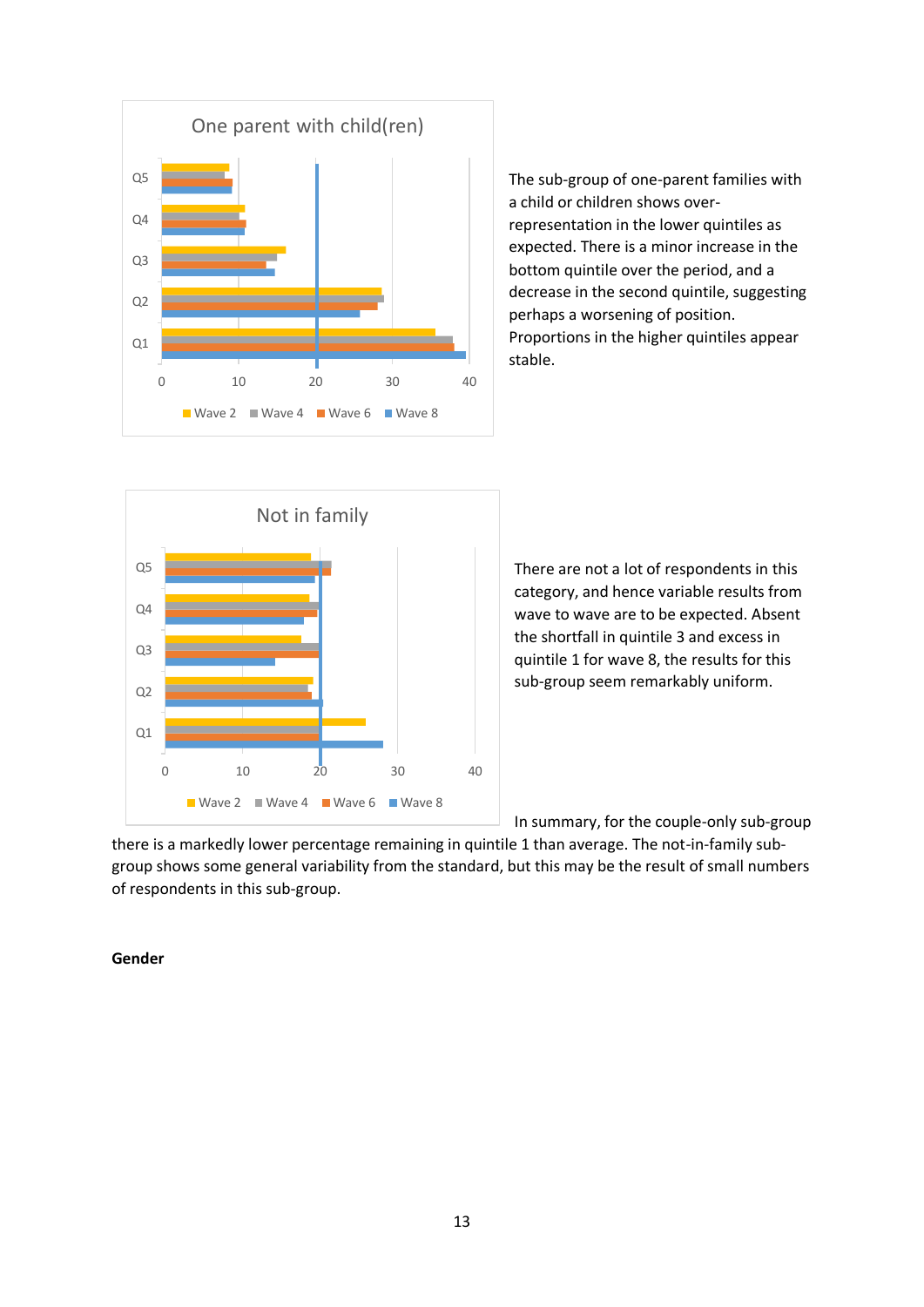One parent with child(ren)

The sub-group of one-parent families with a child or children shows over-representation in the lower quintiles as expected. There is a minor increase in the bottom quintile over the period, and a decrease in the second quintile, suggesting perhaps a worsening of position. Proportions in the higher quintiles appear stable.

Not in family

There are not a lot of respondents in this category, and hence variable results from wave to wave are to be expected. Absent the shortfall in quintile 3 and excess in quintile 1 for wave 8, the results for this sub-group seem remarkably uniform.

In summary, for the couple-only sub-group there is a markedly lower percentage remaining in quintile 1 than average. The not-in-family sub-group shows some general variability from the standard, but this may be the result of small numbers of respondents in this sub-group.

**Gender**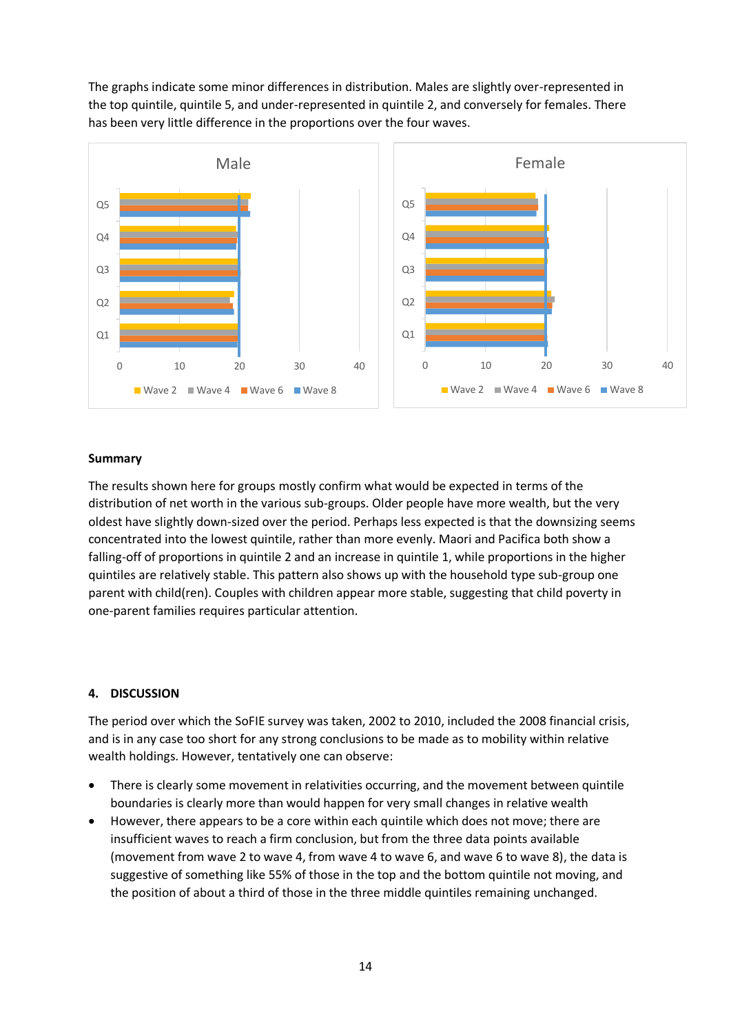The graphs indicate some minor differences in distribution. Males are slightly over-represented in the top quintile, quintile 5, and under-represented in quintile 2, and conversely for females. There has been very little difference in the proportions over the four waves.

**Summary**

The results shown here for groups mostly confirm what would be expected in terms of the distribution of net worth in the various sub-groups. Older people have more wealth, but the very oldest have slightly down-sized over the period. Perhaps less expected is that the downsizing seems concentrated into the lowest quintile, rather than more evenly. Maori and Pacifica both show a falling-off of proportions in quintile 2 and an increase in quintile 1, while proportions in the higher quintiles are relatively stable. This pattern also shows up with the household type sub-group one parent with child(ren). Couples with children appear more stable, suggesting that child poverty in one-parent families requires particular attention.

## 4. DISCUSSION

The period over which the SoFIE survey was taken, 2002 to 2010, included the 2008 financial crisis, and is in any case too short for any strong conclusions to be made as to mobility within relative wealth holdings. However, tentatively one can observe:

- There is clearly some movement in relativities occurring, and the movement between quintile boundaries is clearly more than would happen for very small changes in relative wealth
- However, there appears to be a core within each quintile which does not move; there are insufficient waves to reach a firm conclusion, but from the three data points available (movement from wave 2 to wave 4, from wave 4 to wave 6, and wave 6 to wave 8), the data is suggestive of something like 55% of those in the top and the bottom quintile not moving, and the position of about a third of those in the three middle quintiles remaining unchanged.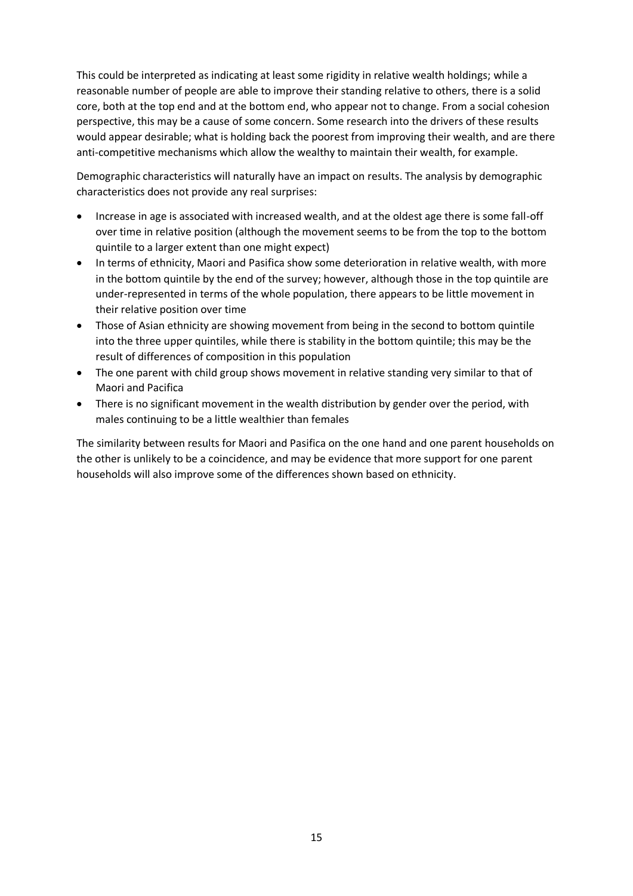This could be interpreted as indicating at least some rigidity in relative wealth holdings; while a reasonable number of people are able to improve their standing relative to others, there is a solid core, both at the top end and at the bottom end, who appear not to change. From a social cohesion perspective, this may be a cause of some concern. Some research into the drivers of these results would appear desirable; what is holding back the poorest from improving their wealth, and are there anti-competitive mechanisms which allow the wealthy to maintain their wealth, for example.

Demographic characteristics will naturally have an impact on results. The analysis by demographic characteristics does not provide any real surprises:

- Increase in age is associated with increased wealth, and at the oldest age there is some fall-off over time in relative position (although the movement seems to be from the top to the bottom quintile to a larger extent than one might expect)
- In terms of ethnicity, Maori and Pasifica show some deterioration in relative wealth, with more in the bottom quintile by the end of the survey; however, although those in the top quintile are under-represented in terms of the whole population, there appears to be little movement in their relative position over time
- Those of Asian ethnicity are showing movement from being in the second to bottom quintile into the three upper quintiles, while there is stability in the bottom quintile; this may be the result of differences of composition in this population
- The one parent with child group shows movement in relative standing very similar to that of Maori and Pacifica
- There is no significant movement in the wealth distribution by gender over the period, with males continuing to be a little wealthier than females

The similarity between results for Maori and Pasifica on the one hand and one parent households on the other is unlikely to be a coincidence, and may be evidence that more support for one parent households will also improve some of the differences shown based on ethnicity.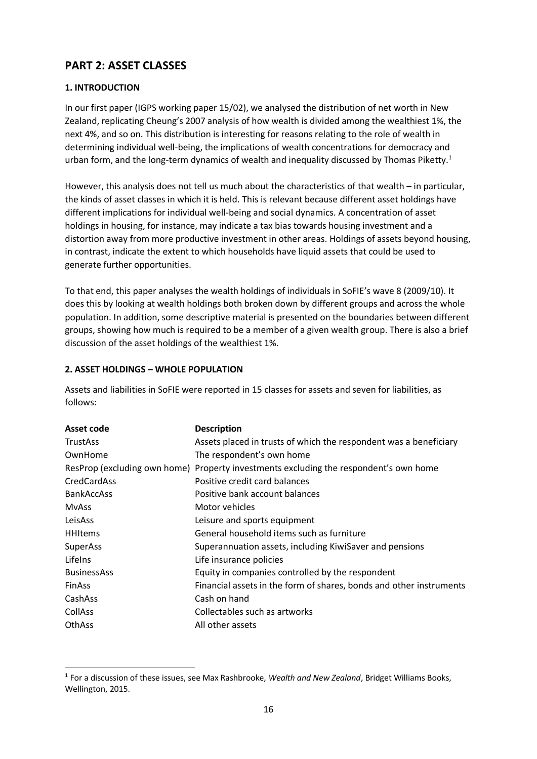## PART 2: ASSET CLASSES

### 1. INTRODUCTION

In our first paper (IGPS working paper 15/02), we analysed the distribution of net worth in New Zealand, replicating Cheung's 2007 analysis of how wealth is divided among the wealthiest 1%, the next 4%, and so on. This distribution is interesting for reasons relating to the role of wealth in determining individual well-being, the implications of wealth concentrations for democracy and urban form, and the long-term dynamics of wealth and inequality discussed by Thomas Piketty.[1]

However, this analysis does not tell us much about the characteristics of that wealth – in particular, the kinds of asset classes in which it is held. This is relevant because different asset holdings have different implications for individual well-being and social dynamics. A concentration of asset holdings in housing, for instance, may indicate a tax bias towards housing investment and a distortion away from more productive investment in other areas. Holdings of assets beyond housing, in contrast, indicate the extent to which households have liquid assets that could be used to generate further opportunities.

To that end, this paper analyses the wealth holdings of individuals in SoFIE's wave 8 (2009/10). It does this by looking at wealth holdings both broken down by different groups and across the whole population. In addition, some descriptive material is presented on the boundaries between different groups, showing how much is required to be a member of a given wealth group. There is also a brief discussion of the asset holdings of the wealthiest 1%.

### 2. ASSET HOLDINGS – WHOLE POPULATION

Assets and liabilities in SoFIE were reported in 15 classes for assets and seven for liabilities, as follows:

| Asset code | Description |
|---|---|
| TrustAss | Assets placed in trusts of which the respondent was a beneficiary |
| OwnHome | The respondent's own home |
| ResProp (excluding own home) | Property investments excluding the respondent's own home |
| CredCardAss | Positive credit card balances |
| BankAccAss | Positive bank account balances |
| MvAss | Motor vehicles |
| LeisAss | Leisure and sports equipment |
| HHItems | General household items such as furniture |
| SuperAss | Superannuation assets, including KiwiSaver and pensions |
| LifeIns | Life insurance policies |
| BusinessAss | Equity in companies controlled by the respondent |
| FinAss | Financial assets in the form of shares, bonds and other instruments |
| CashAss | Cash on hand |
| CollAss | Collectables such as artworks |
| OthAss | All other assets |

[1] For a discussion of these issues, see Max Rashbrooke, *Wealth and New Zealand*, Bridget Williams Books, Wellington, 2015.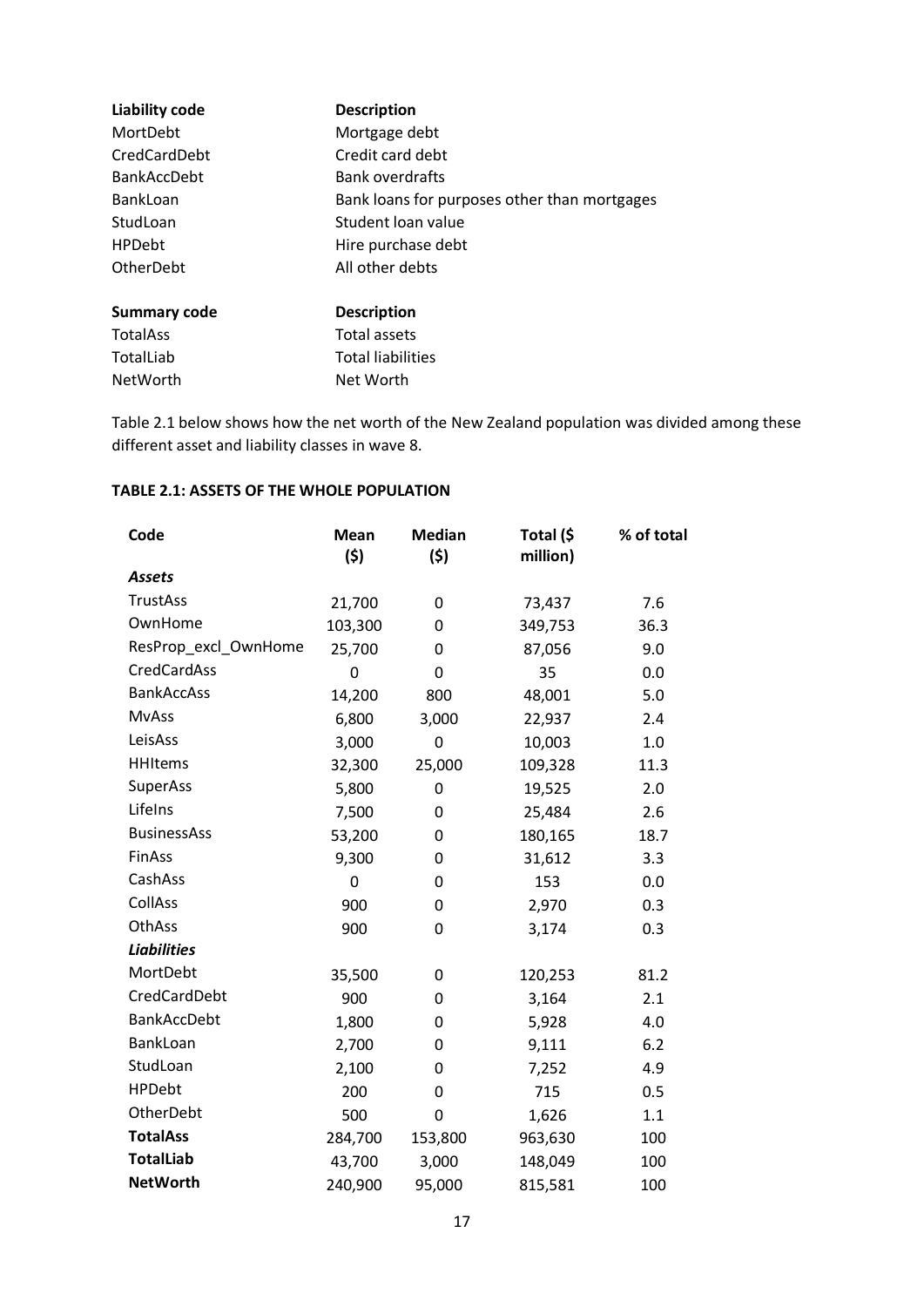| Liability code | Description |
|---|---|
| MortDebt | Mortgage debt |
| CredCardDebt | Credit card debt |
| BankAccDebt | Bank overdrafts |
| BankLoan | Bank loans for purposes other than mortgages |
| StudLoan | Student loan value |
| HPDebt | Hire purchase debt |
| OtherDebt | All other debts |

| Summary code | Description |
|---|---|
| TotalAss | Total assets |
| TotalLiab | Total liabilities |
| NetWorth | Net Worth |

Table 2.1 below shows how the net worth of the New Zealand population was divided among these different asset and liability classes in wave 8.

**TABLE 2.1: ASSETS OF THE WHOLE POPULATION**

| Code | Mean ($) | Median ($) | Total ($ million) | % of total |
|---|---|---|---|---|
| ***Assets*** | | | | |
| TrustAss | 21,700 | 0 | 73,437 | 7.6 |
| OwnHome | 103,300 | 0 | 349,753 | 36.3 |
| ResProp_excl_OwnHome | 25,700 | 0 | 87,056 | 9.0 |
| CredCardAss | 0 | 0 | 35 | 0.0 |
| BankAccAss | 14,200 | 800 | 48,001 | 5.0 |
| MvAss | 6,800 | 3,000 | 22,937 | 2.4 |
| LeisAss | 3,000 | 0 | 10,003 | 1.0 |
| HHItems | 32,300 | 25,000 | 109,328 | 11.3 |
| SuperAss | 5,800 | 0 | 19,525 | 2.0 |
| LifeIns | 7,500 | 0 | 25,484 | 2.6 |
| BusinessAss | 53,200 | 0 | 180,165 | 18.7 |
| FinAss | 9,300 | 0 | 31,612 | 3.3 |
| CashAss | 0 | 0 | 153 | 0.0 |
| CollAss | 900 | 0 | 2,970 | 0.3 |
| OthAss | 900 | 0 | 3,174 | 0.3 |
| ***Liabilities*** | | | | |
| MortDebt | 35,500 | 0 | 120,253 | 81.2 |
| CredCardDebt | 900 | 0 | 3,164 | 2.1 |
| BankAccDebt | 1,800 | 0 | 5,928 | 4.0 |
| BankLoan | 2,700 | 0 | 9,111 | 6.2 |
| StudLoan | 2,100 | 0 | 7,252 | 4.9 |
| HPDebt | 200 | 0 | 715 | 0.5 |
| OtherDebt | 500 | 0 | 1,626 | 1.1 |
| **TotalAss** | 284,700 | 153,800 | 963,630 | 100 |
| **TotalLiab** | 43,700 | 3,000 | 148,049 | 100 |
| **NetWorth** | 240,900 | 95,000 | 815,581 | 100 |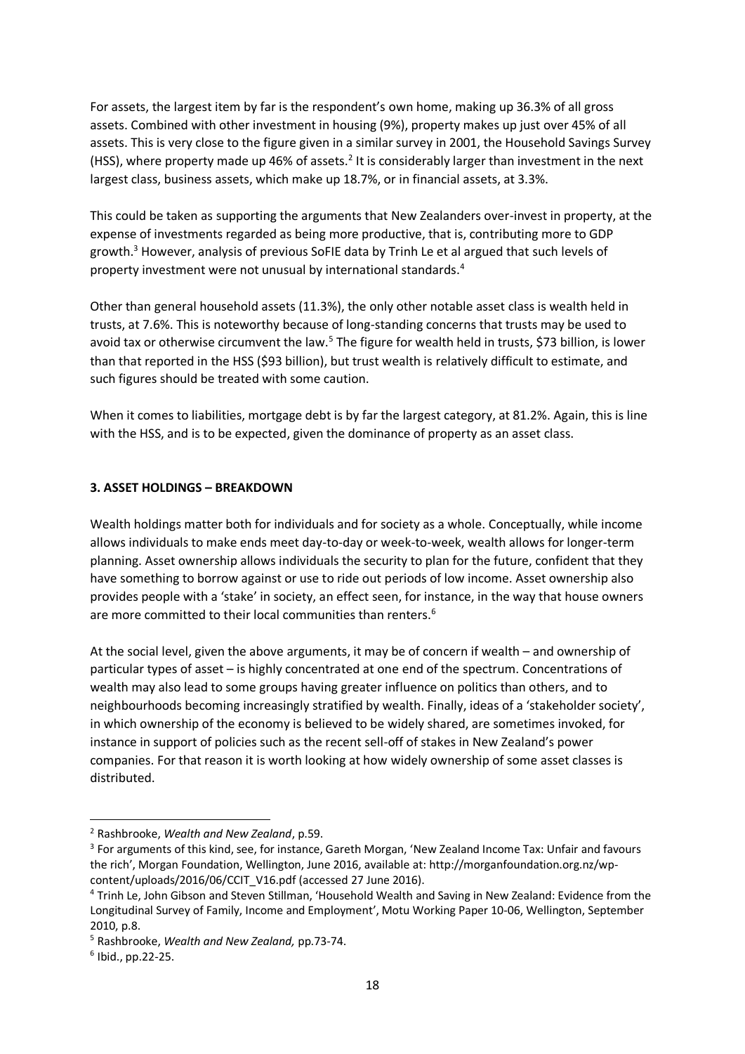For assets, the largest item by far is the respondent's own home, making up 36.3% of all gross assets. Combined with other investment in housing (9%), property makes up just over 45% of all assets. This is very close to the figure given in a similar survey in 2001, the Household Savings Survey (HSS), where property made up 46% of assets.[2] It is considerably larger than investment in the next largest class, business assets, which make up 18.7%, or in financial assets, at 3.3%.

This could be taken as supporting the arguments that New Zealanders over-invest in property, at the expense of investments regarded as being more productive, that is, contributing more to GDP growth.[3] However, analysis of previous SoFIE data by Trinh Le et al argued that such levels of property investment were not unusual by international standards.[4]

Other than general household assets (11.3%), the only other notable asset class is wealth held in trusts, at 7.6%. This is noteworthy because of long-standing concerns that trusts may be used to avoid tax or otherwise circumvent the law.[5] The figure for wealth held in trusts, $73 billion, is lower than that reported in the HSS ($93 billion), but trust wealth is relatively difficult to estimate, and such figures should be treated with some caution.

When it comes to liabilities, mortgage debt is by far the largest category, at 81.2%. Again, this is line with the HSS, and is to be expected, given the dominance of property as an asset class.

## 3. ASSET HOLDINGS – BREAKDOWN

Wealth holdings matter both for individuals and for society as a whole. Conceptually, while income allows individuals to make ends meet day-to-day or week-to-week, wealth allows for longer-term planning. Asset ownership allows individuals the security to plan for the future, confident that they have something to borrow against or use to ride out periods of low income. Asset ownership also provides people with a 'stake' in society, an effect seen, for instance, in the way that house owners are more committed to their local communities than renters.[6]

At the social level, given the above arguments, it may be of concern if wealth – and ownership of particular types of asset – is highly concentrated at one end of the spectrum. Concentrations of wealth may also lead to some groups having greater influence on politics than others, and to neighbourhoods becoming increasingly stratified by wealth. Finally, ideas of a 'stakeholder society', in which ownership of the economy is believed to be widely shared, are sometimes invoked, for instance in support of policies such as the recent sell-off of stakes in New Zealand's power companies. For that reason it is worth looking at how widely ownership of some asset classes is distributed.

---

[2] Rashbrooke, *Wealth and New Zealand*, p.59.

[3] For arguments of this kind, see, for instance, Gareth Morgan, 'New Zealand Income Tax: Unfair and favours the rich', Morgan Foundation, Wellington, June 2016, available at: http://morganfoundation.org.nz/wp-content/uploads/2016/06/CCIT_V16.pdf (accessed 27 June 2016).

[4] Trinh Le, John Gibson and Steven Stillman, 'Household Wealth and Saving in New Zealand: Evidence from the Longitudinal Survey of Family, Income and Employment', Motu Working Paper 10-06, Wellington, September 2010, p.8.

[5] Rashbrooke, *Wealth and New Zealand,* pp.73-74.

[6] Ibid., pp.22-25.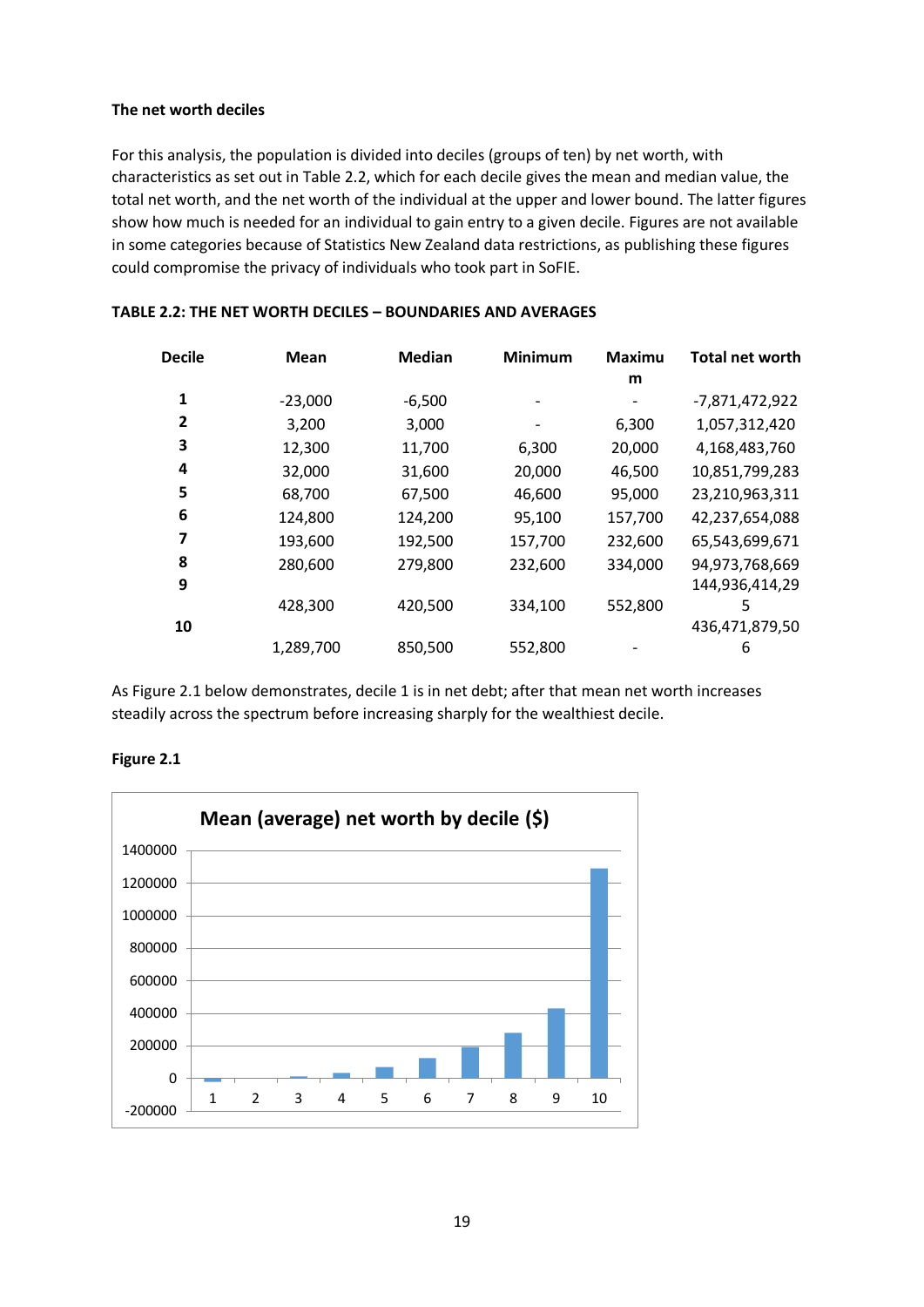**The net worth deciles**

For this analysis, the population is divided into deciles (groups of ten) by net worth, with characteristics as set out in Table 2.2, which for each decile gives the mean and median value, the total net worth, and the net worth of the individual at the upper and lower bound. The latter figures show how much is needed for an individual to gain entry to a given decile. Figures are not available in some categories because of Statistics New Zealand data restrictions, as publishing these figures could compromise the privacy of individuals who took part in SoFIE.

**TABLE 2.2: THE NET WORTH DECILES – BOUNDARIES AND AVERAGES**

| Decile | Mean | Median | Minimum | Maximum | Total net worth |
|---|---|---|---|---|---|
| **1** | -23,000 | -6,500 | - | - | -7,871,472,922 |
| **2** | 3,200 | 3,000 | - | 6,300 | 1,057,312,420 |
| **3** | 12,300 | 11,700 | 6,300 | 20,000 | 4,168,483,760 |
| **4** | 32,000 | 31,600 | 20,000 | 46,500 | 10,851,799,283 |
| **5** | 68,700 | 67,500 | 46,600 | 95,000 | 23,210,963,311 |
| **6** | 124,800 | 124,200 | 95,100 | 157,700 | 42,237,654,088 |
| **7** | 193,600 | 192,500 | 157,700 | 232,600 | 65,543,699,671 |
| **8** | 280,600 | 279,800 | 232,600 | 334,000 | 94,973,768,669 |
| **9** | 428,300 | 420,500 | 334,100 | 552,800 | 144,936,414,295 |
| **10** | 1,289,700 | 850,500 | 552,800 | - | 436,471,879,506 |

As Figure 2.1 below demonstrates, decile 1 is in net debt; after that mean net worth increases steadily across the spectrum before increasing sharply for the wealthiest decile.

**Figure 2.1**

**Mean (average) net worth by decile ($)**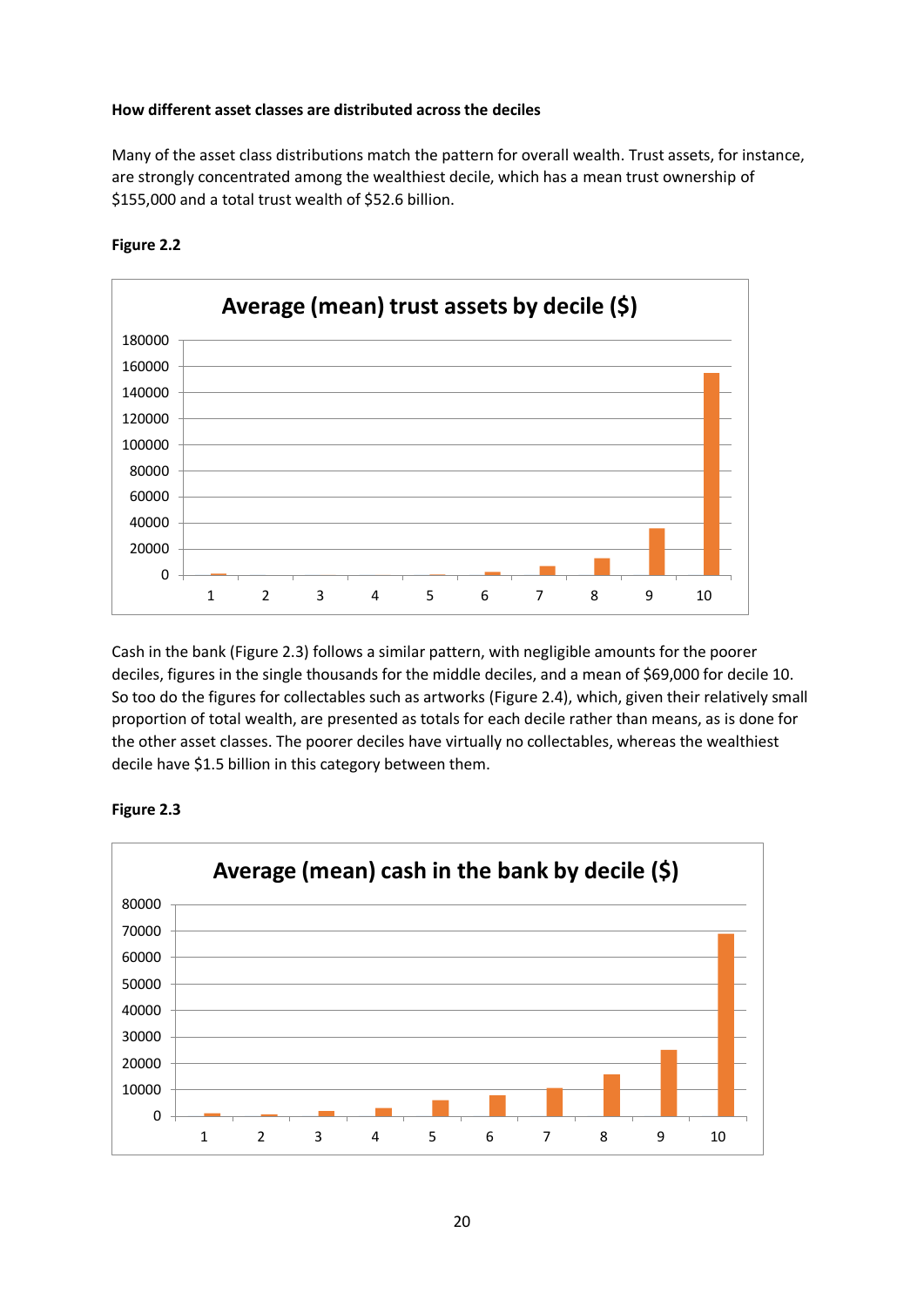**How different asset classes are distributed across the deciles**

Many of the asset class distributions match the pattern for overall wealth. Trust assets, for instance, are strongly concentrated among the wealthiest decile, which has a mean trust ownership of $155,000 and a total trust wealth of $52.6 billion.

**Figure 2.2**

Average (mean) trust assets by decile ($)

Cash in the bank (Figure 2.3) follows a similar pattern, with negligible amounts for the poorer deciles, figures in the single thousands for the middle deciles, and a mean of $69,000 for decile 10. So too do the figures for collectables such as artworks (Figure 2.4), which, given their relatively small proportion of total wealth, are presented as totals for each decile rather than means, as is done for the other asset classes. The poorer deciles have virtually no collectables, whereas the wealthiest decile have $1.5 billion in this category between them.

**Figure 2.3**

Average (mean) cash in the bank by decile ($)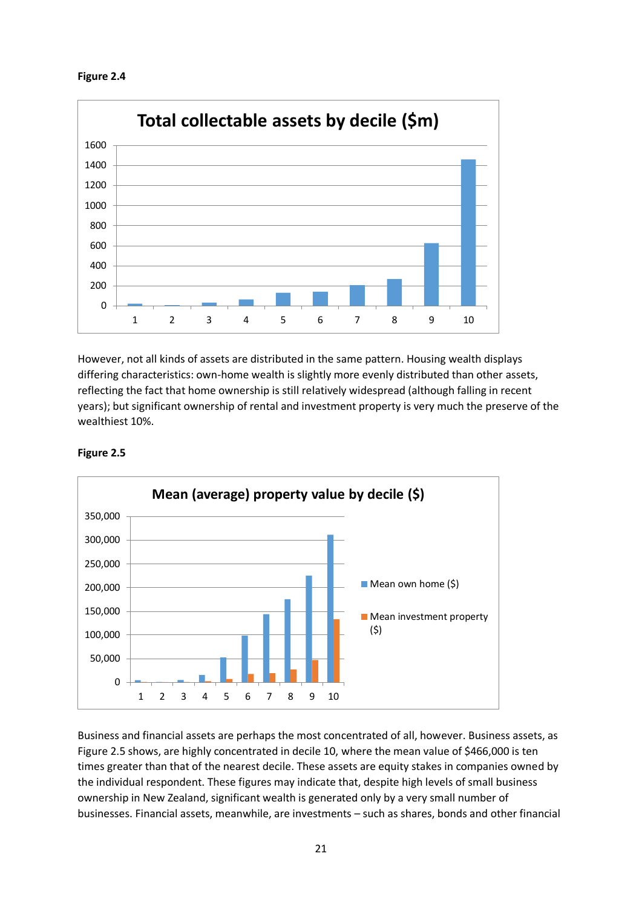**Figure 2.4**

**Total collectable assets by decile ($m)**

However, not all kinds of assets are distributed in the same pattern. Housing wealth displays differing characteristics: own-home wealth is slightly more evenly distributed than other assets, reflecting the fact that home ownership is still relatively widespread (although falling in recent years); but significant ownership of rental and investment property is very much the preserve of the wealthiest 10%.

**Figure 2.5**

**Mean (average) property value by decile ($)**

Business and financial assets are perhaps the most concentrated of all, however. Business assets, as Figure 2.5 shows, are highly concentrated in decile 10, where the mean value of $466,000 is ten times greater than that of the nearest decile. These assets are equity stakes in companies owned by the individual respondent. These figures may indicate that, despite high levels of small business ownership in New Zealand, significant wealth is generated only by a very small number of businesses. Financial assets, meanwhile, are investments – such as shares, bonds and other financial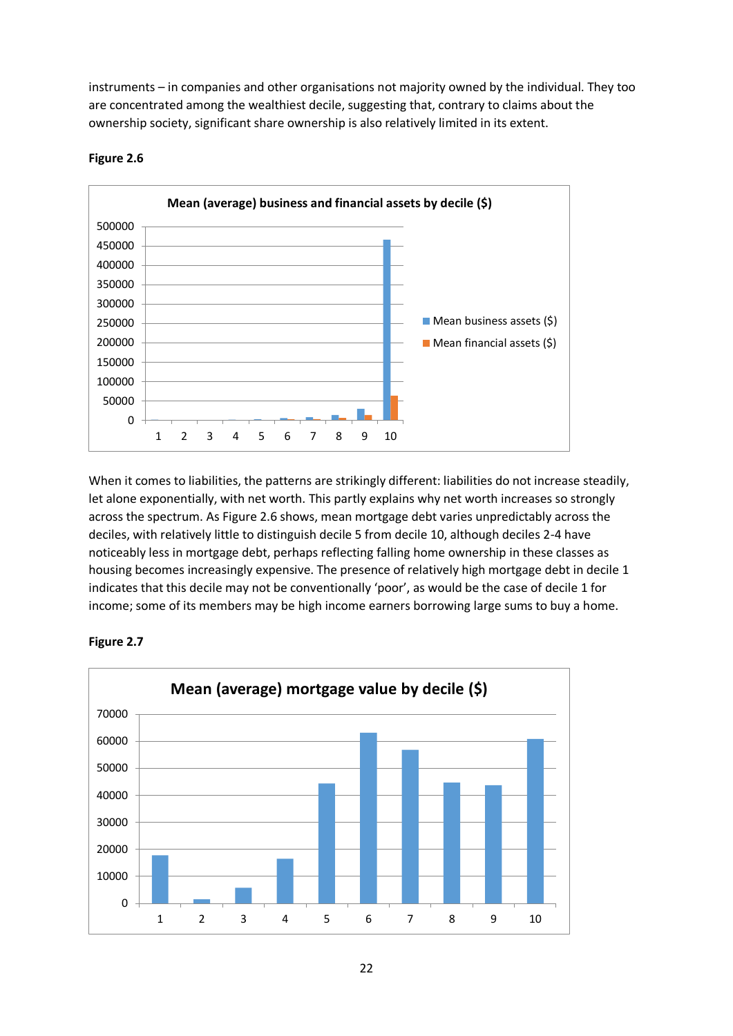instruments – in companies and other organisations not majority owned by the individual. They too are concentrated among the wealthiest decile, suggesting that, contrary to claims about the ownership society, significant share ownership is also relatively limited in its extent.

**Figure 2.6**

When it comes to liabilities, the patterns are strikingly different: liabilities do not increase steadily, let alone exponentially, with net worth. This partly explains why net worth increases so strongly across the spectrum. As Figure 2.6 shows, mean mortgage debt varies unpredictably across the deciles, with relatively little to distinguish decile 5 from decile 10, although deciles 2-4 have noticeably less in mortgage debt, perhaps reflecting falling home ownership in these classes as housing becomes increasingly expensive. The presence of relatively high mortgage debt in decile 1 indicates that this decile may not be conventionally 'poor', as would be the case of decile 1 for income; some of its members may be high income earners borrowing large sums to buy a home.

**Figure 2.7**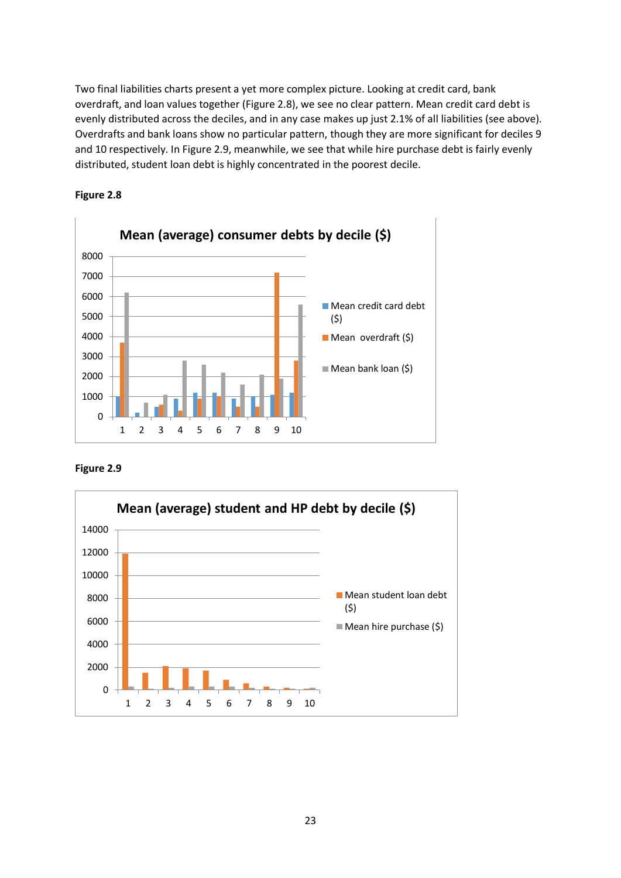Two final liabilities charts present a yet more complex picture. Looking at credit card, bank overdraft, and loan values together (Figure 2.8), we see no clear pattern. Mean credit card debt is evenly distributed across the deciles, and in any case makes up just 2.1% of all liabilities (see above). Overdrafts and bank loans show no particular pattern, though they are more significant for deciles 9 and 10 respectively. In Figure 2.9, meanwhile, we see that while hire purchase debt is fairly evenly distributed, student loan debt is highly concentrated in the poorest decile.

**Figure 2.8**

**Mean (average) consumer debts by decile ($)**

Legend: Mean credit card debt ($); Mean overdraft ($); Mean bank loan ($)

Y-axis: 0, 1000, 2000, 3000, 4000, 5000, 6000, 7000, 8000

X-axis: 1, 2, 3, 4, 5, 6, 7, 8, 9, 10

**Figure 2.9**

**Mean (average) student and HP debt by decile ($)**

Legend: Mean student loan debt ($); Mean hire purchase ($)

Y-axis: 0, 2000, 4000, 6000, 8000, 10000, 12000, 14000

X-axis: 1, 2, 3, 4, 5, 6, 7, 8, 9, 10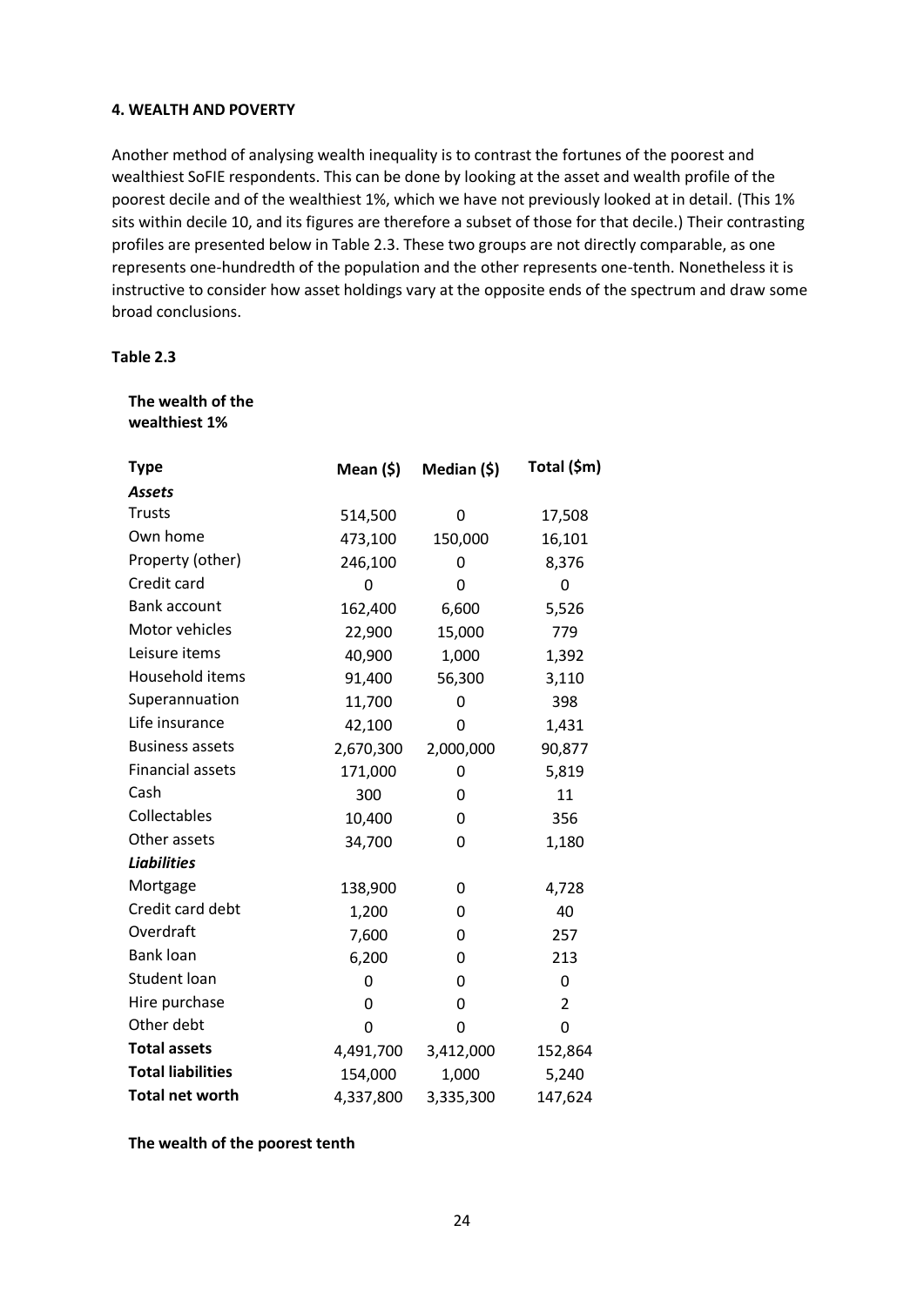**4. WEALTH AND POVERTY**

Another method of analysing wealth inequality is to contrast the fortunes of the poorest and wealthiest SoFIE respondents. This can be done by looking at the asset and wealth profile of the poorest decile and of the wealthiest 1%, which we have not previously looked at in detail. (This 1% sits within decile 10, and its figures are therefore a subset of those for that decile.) Their contrasting profiles are presented below in Table 2.3. These two groups are not directly comparable, as one represents one-hundredth of the population and the other represents one-tenth. Nonetheless it is instructive to consider how asset holdings vary at the opposite ends of the spectrum and draw some broad conclusions.

**Table 2.3**

**The wealth of the wealthiest 1%**

| **Type** | **Mean ($)** | **Median ($)** | **Total ($m)** |
|---|---|---|---|
| ***Assets*** | | | |
| Trusts | 514,500 | 0 | 17,508 |
| Own home | 473,100 | 150,000 | 16,101 |
| Property (other) | 246,100 | 0 | 8,376 |
| Credit card | 0 | 0 | 0 |
| Bank account | 162,400 | 6,600 | 5,526 |
| Motor vehicles | 22,900 | 15,000 | 779 |
| Leisure items | 40,900 | 1,000 | 1,392 |
| Household items | 91,400 | 56,300 | 3,110 |
| Superannuation | 11,700 | 0 | 398 |
| Life insurance | 42,100 | 0 | 1,431 |
| Business assets | 2,670,300 | 2,000,000 | 90,877 |
| Financial assets | 171,000 | 0 | 5,819 |
| Cash | 300 | 0 | 11 |
| Collectables | 10,400 | 0 | 356 |
| Other assets | 34,700 | 0 | 1,180 |
| ***Liabilities*** | | | |
| Mortgage | 138,900 | 0 | 4,728 |
| Credit card debt | 1,200 | 0 | 40 |
| Overdraft | 7,600 | 0 | 257 |
| Bank loan | 6,200 | 0 | 213 |
| Student loan | 0 | 0 | 0 |
| Hire purchase | 0 | 0 | 2 |
| Other debt | 0 | 0 | 0 |
| **Total assets** | 4,491,700 | 3,412,000 | 152,864 |
| **Total liabilities** | 154,000 | 1,000 | 5,240 |
| **Total net worth** | 4,337,800 | 3,335,300 | 147,624 |

**The wealth of the poorest tenth**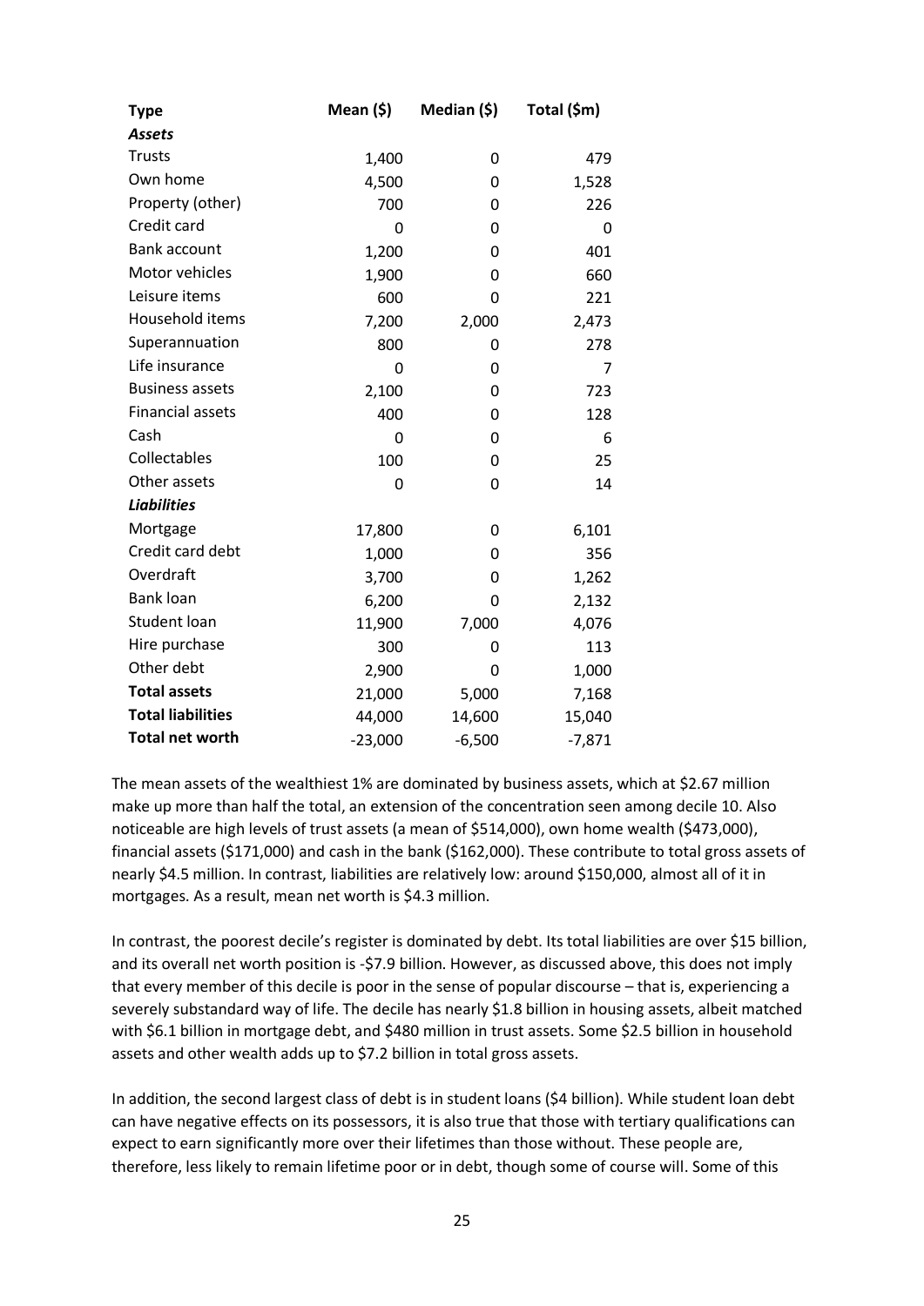| Type | Mean ($) | Median ($) | Total ($m) |
|---|---|---|---|
| ***Assets*** | | | |
| Trusts | 1,400 | 0 | 479 |
| Own home | 4,500 | 0 | 1,528 |
| Property (other) | 700 | 0 | 226 |
| Credit card | 0 | 0 | 0 |
| Bank account | 1,200 | 0 | 401 |
| Motor vehicles | 1,900 | 0 | 660 |
| Leisure items | 600 | 0 | 221 |
| Household items | 7,200 | 2,000 | 2,473 |
| Superannuation | 800 | 0 | 278 |
| Life insurance | 0 | 0 | 7 |
| Business assets | 2,100 | 0 | 723 |
| Financial assets | 400 | 0 | 128 |
| Cash | 0 | 0 | 6 |
| Collectables | 100 | 0 | 25 |
| Other assets | 0 | 0 | 14 |
| ***Liabilities*** | | | |
| Mortgage | 17,800 | 0 | 6,101 |
| Credit card debt | 1,000 | 0 | 356 |
| Overdraft | 3,700 | 0 | 1,262 |
| Bank loan | 6,200 | 0 | 2,132 |
| Student loan | 11,900 | 7,000 | 4,076 |
| Hire purchase | 300 | 0 | 113 |
| Other debt | 2,900 | 0 | 1,000 |
| **Total assets** | 21,000 | 5,000 | 7,168 |
| **Total liabilities** | 44,000 | 14,600 | 15,040 |
| **Total net worth** | -23,000 | -6,500 | -7,871 |

The mean assets of the wealthiest 1% are dominated by business assets, which at $2.67 million make up more than half the total, an extension of the concentration seen among decile 10. Also noticeable are high levels of trust assets (a mean of $514,000), own home wealth ($473,000), financial assets ($171,000) and cash in the bank ($162,000). These contribute to total gross assets of nearly $4.5 million. In contrast, liabilities are relatively low: around $150,000, almost all of it in mortgages. As a result, mean net worth is $4.3 million.

In contrast, the poorest decile's register is dominated by debt. Its total liabilities are over $15 billion, and its overall net worth position is -$7.9 billion. However, as discussed above, this does not imply that every member of this decile is poor in the sense of popular discourse – that is, experiencing a severely substandard way of life. The decile has nearly $1.8 billion in housing assets, albeit matched with $6.1 billion in mortgage debt, and $480 million in trust assets. Some $2.5 billion in household assets and other wealth adds up to $7.2 billion in total gross assets.

In addition, the second largest class of debt is in student loans ($4 billion). While student loan debt can have negative effects on its possessors, it is also true that those with tertiary qualifications can expect to earn significantly more over their lifetimes than those without. These people are, therefore, less likely to remain lifetime poor or in debt, though some of course will. Some of this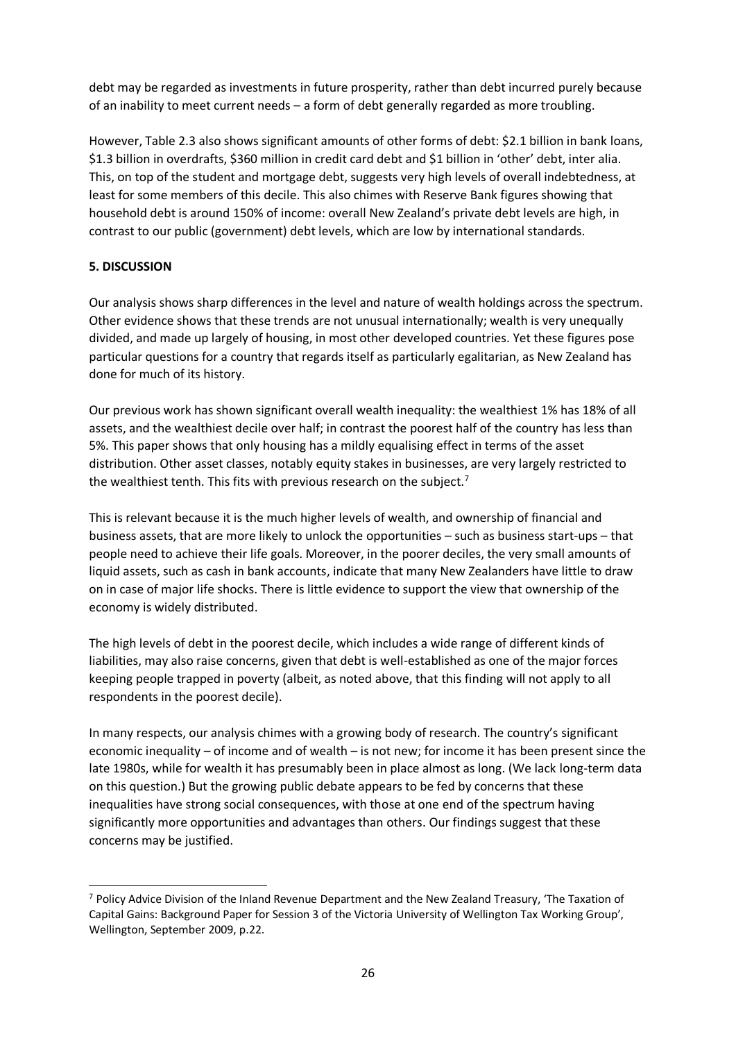debt may be regarded as investments in future prosperity, rather than debt incurred purely because of an inability to meet current needs – a form of debt generally regarded as more troubling.

However, Table 2.3 also shows significant amounts of other forms of debt: $2.1 billion in bank loans, $1.3 billion in overdrafts, $360 million in credit card debt and $1 billion in 'other' debt, inter alia. This, on top of the student and mortgage debt, suggests very high levels of overall indebtedness, at least for some members of this decile. This also chimes with Reserve Bank figures showing that household debt is around 150% of income: overall New Zealand's private debt levels are high, in contrast to our public (government) debt levels, which are low by international standards.

**5. DISCUSSION**

Our analysis shows sharp differences in the level and nature of wealth holdings across the spectrum. Other evidence shows that these trends are not unusual internationally; wealth is very unequally divided, and made up largely of housing, in most other developed countries. Yet these figures pose particular questions for a country that regards itself as particularly egalitarian, as New Zealand has done for much of its history.

Our previous work has shown significant overall wealth inequality: the wealthiest 1% has 18% of all assets, and the wealthiest decile over half; in contrast the poorest half of the country has less than 5%. This paper shows that only housing has a mildly equalising effect in terms of the asset distribution. Other asset classes, notably equity stakes in businesses, are very largely restricted to the wealthiest tenth. This fits with previous research on the subject.[7]

This is relevant because it is the much higher levels of wealth, and ownership of financial and business assets, that are more likely to unlock the opportunities – such as business start-ups – that people need to achieve their life goals. Moreover, in the poorer deciles, the very small amounts of liquid assets, such as cash in bank accounts, indicate that many New Zealanders have little to draw on in case of major life shocks. There is little evidence to support the view that ownership of the economy is widely distributed.

The high levels of debt in the poorest decile, which includes a wide range of different kinds of liabilities, may also raise concerns, given that debt is well-established as one of the major forces keeping people trapped in poverty (albeit, as noted above, that this finding will not apply to all respondents in the poorest decile).

In many respects, our analysis chimes with a growing body of research. The country's significant economic inequality – of income and of wealth – is not new; for income it has been present since the late 1980s, while for wealth it has presumably been in place almost as long. (We lack long-term data on this question.) But the growing public debate appears to be fed by concerns that these inequalities have strong social consequences, with those at one end of the spectrum having significantly more opportunities and advantages than others. Our findings suggest that these concerns may be justified.

---

[7] Policy Advice Division of the Inland Revenue Department and the New Zealand Treasury, 'The Taxation of Capital Gains: Background Paper for Session 3 of the Victoria University of Wellington Tax Working Group', Wellington, September 2009, p.22.